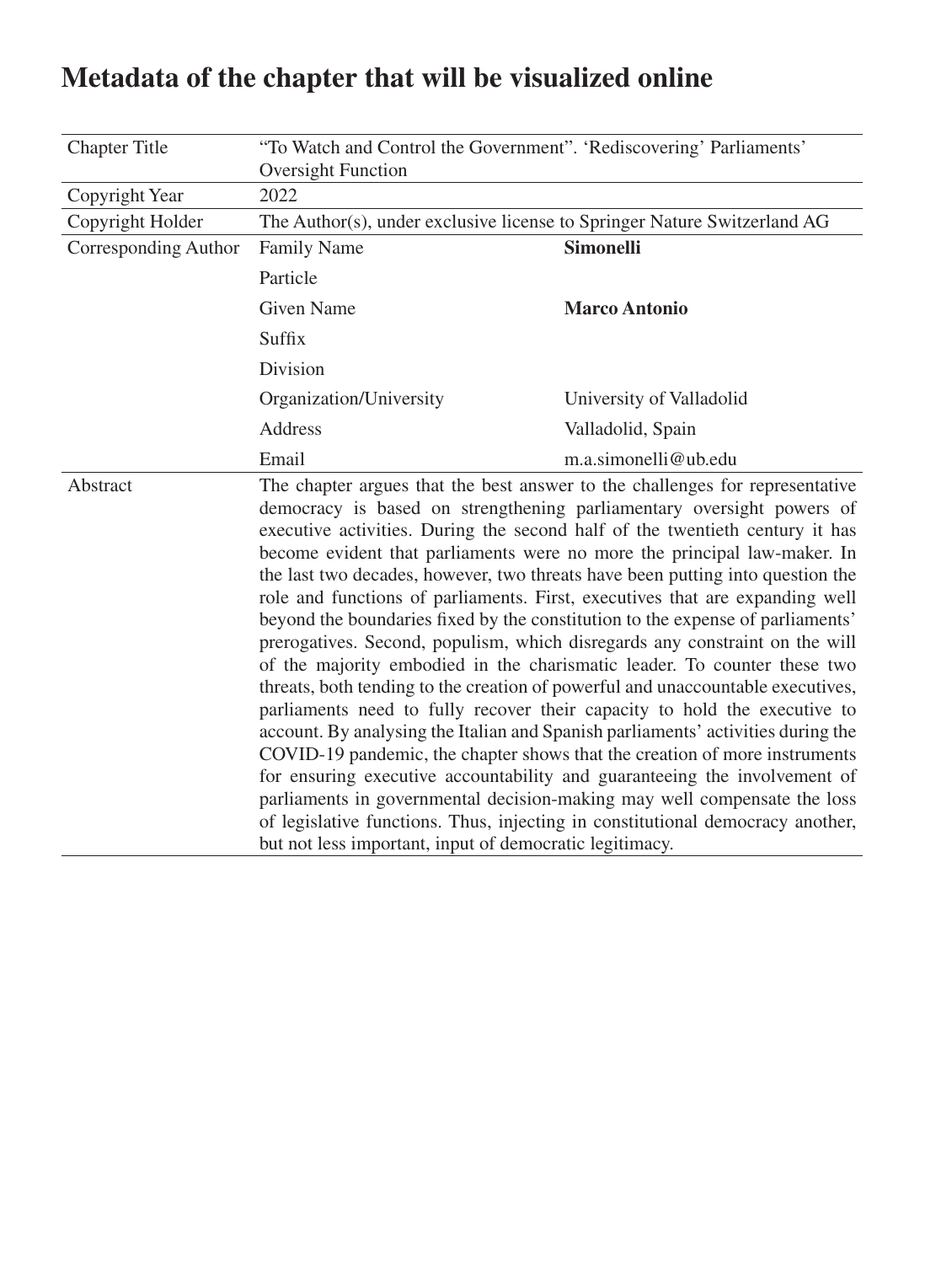# Metadata of the chapter that will be visualized online

| | | |
|---|---|---|
| Chapter Title | "To Watch and Control the Government". 'Rediscovering' Parliaments' Oversight Function | |
| Copyright Year | 2022 | |
| Copyright Holder | The Author(s), under exclusive license to Springer Nature Switzerland AG | |
| Corresponding Author | Family Name | **Simonelli** |
| | Particle | |
| | Given Name | **Marco Antonio** |
| | Suffix | |
| | Division | |
| | Organization/University | University of Valladolid |
| | Address | Valladolid, Spain |
| | Email | m.a.simonelli@ub.edu |
| Abstract | The chapter argues that the best answer to the challenges for representative democracy is based on strengthening parliamentary oversight powers of executive activities. During the second half of the twentieth century it has become evident that parliaments were no more the principal law-maker. In the last two decades, however, two threats have been putting into question the role and functions of parliaments. First, executives that are expanding well beyond the boundaries fixed by the constitution to the expense of parliaments' prerogatives. Second, populism, which disregards any constraint on the will of the majority embodied in the charismatic leader. To counter these two threats, both tending to the creation of powerful and unaccountable executives, parliaments need to fully recover their capacity to hold the executive to account. By analysing the Italian and Spanish parliaments' activities during the COVID-19 pandemic, the chapter shows that the creation of more instruments for ensuring executive accountability and guaranteeing the involvement of parliaments in governmental decision-making may well compensate the loss of legislative functions. Thus, injecting in constitutional democracy another, but not less important, input of democratic legitimacy. | |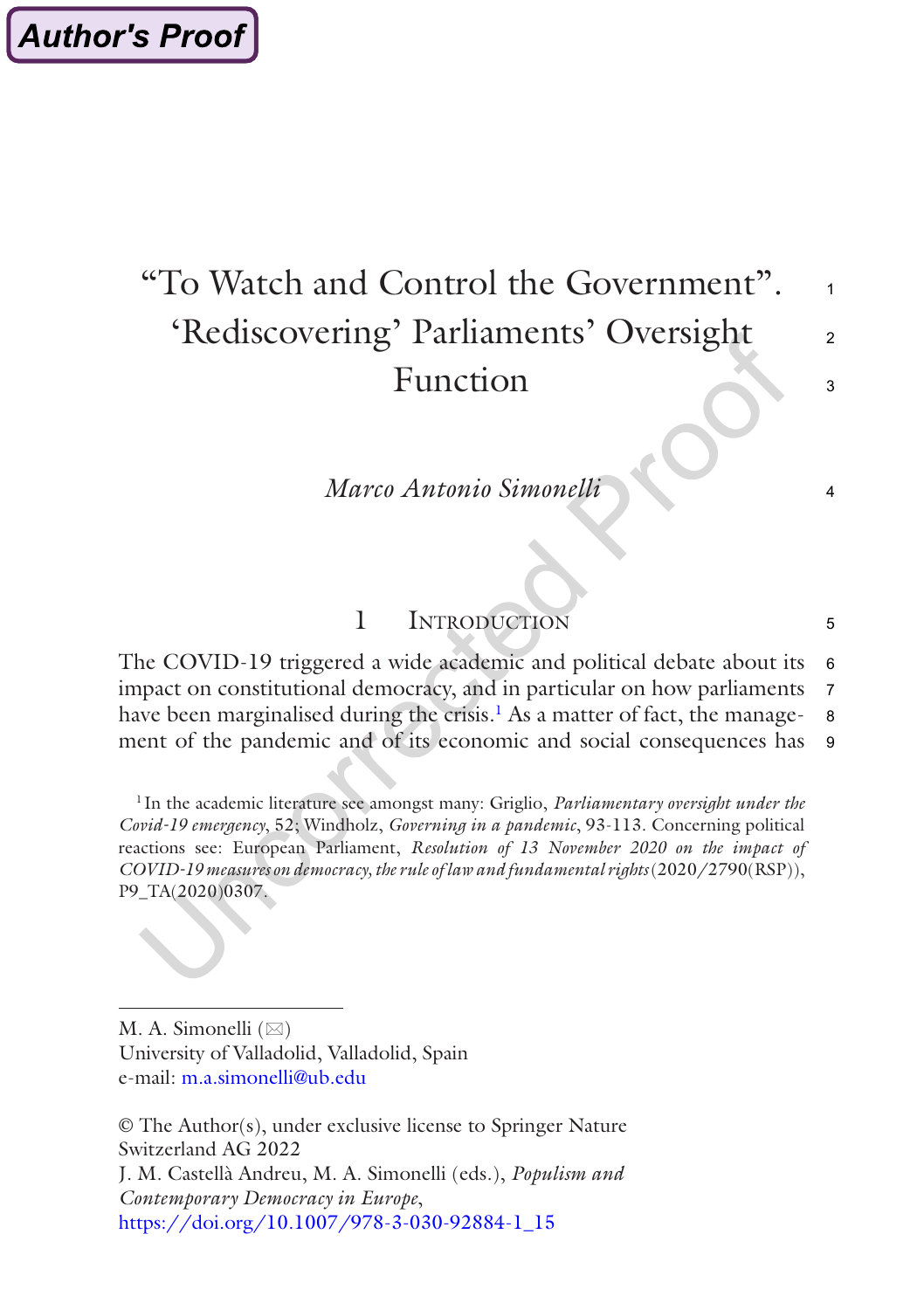# "To Watch and Control the Government". 'Rediscovering' Parliaments' Oversight Function

*Marco Antonio Simonelli*

## 1 Introduction

The COVID-19 triggered a wide academic and political debate about its impact on constitutional democracy, and in particular on how parliaments have been marginalised during the crisis.[1] As a matter of fact, the management of the pandemic and of its economic and social consequences has

[1] In the academic literature see amongst many: Griglio, *Parliamentary oversight under the Covid-19 emergency*, 52; Windholz, *Governing in a pandemic*, 93-113. Concerning political reactions see: European Parliament, *Resolution of 13 November 2020 on the impact of COVID-19 measures on democracy, the rule of law and fundamental rights* (2020/2790(RSP)), P9_TA(2020)0307.

M. A. Simonelli (✉)
University of Valladolid, Valladolid, Spain
e-mail: m.a.simonelli@ub.edu

© The Author(s), under exclusive license to Springer Nature Switzerland AG 2022
J. M. Castellà Andreu, M. A. Simonelli (eds.), *Populism and Contemporary Democracy in Europe*,
https://doi.org/10.1007/978-3-030-92884-1_15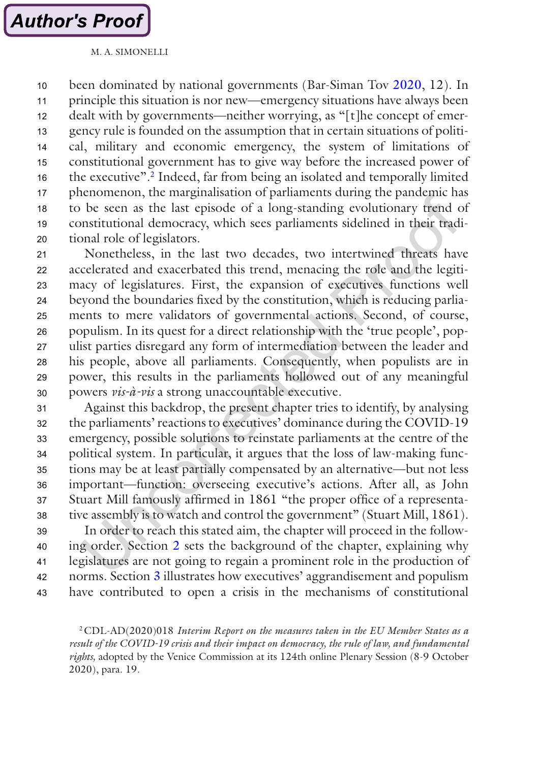been dominated by national governments (Bar-Siman Tov 2020, 12). In principle this situation is nor new—emergency situations have always been dealt with by governments—neither worrying, as "[t]he concept of emergency rule is founded on the assumption that in certain situations of political, military and economic emergency, the system of limitations of constitutional government has to give way before the increased power of the executive".[2] Indeed, far from being an isolated and temporally limited phenomenon, the marginalisation of parliaments during the pandemic has to be seen as the last episode of a long-standing evolutionary trend of constitutional democracy, which sees parliaments sidelined in their traditional role of legislators.

Nonetheless, in the last two decades, two intertwined threats have accelerated and exacerbated this trend, menacing the role and the legitimacy of legislatures. First, the expansion of executives functions well beyond the boundaries fixed by the constitution, which is reducing parliaments to mere validators of governmental actions. Second, of course, populism. In its quest for a direct relationship with the 'true people', populist parties disregard any form of intermediation between the leader and his people, above all parliaments. Consequently, when populists are in power, this results in the parliaments hollowed out of any meaningful powers *vis-à-vis* a strong unaccountable executive.

Against this backdrop, the present chapter tries to identify, by analysing the parliaments' reactions to executives' dominance during the COVID-19 emergency, possible solutions to reinstate parliaments at the centre of the political system. In particular, it argues that the loss of law-making functions may be at least partially compensated by an alternative—but not less important—function: overseeing executive's actions. After all, as John Stuart Mill famously affirmed in 1861 "the proper office of a representative assembly is to watch and control the government" (Stuart Mill, 1861).

In order to reach this stated aim, the chapter will proceed in the following order. Section 2 sets the background of the chapter, explaining why legislatures are not going to regain a prominent role in the production of norms. Section 3 illustrates how executives' aggrandisement and populism have contributed to open a crisis in the mechanisms of constitutional

[2] CDL-AD(2020)018 *Interim Report on the measures taken in the EU Member States as a result of the COVID-19 crisis and their impact on democracy, the rule of law, and fundamental rights,* adopted by the Venice Commission at its 124th online Plenary Session (8-9 October 2020), para. 19.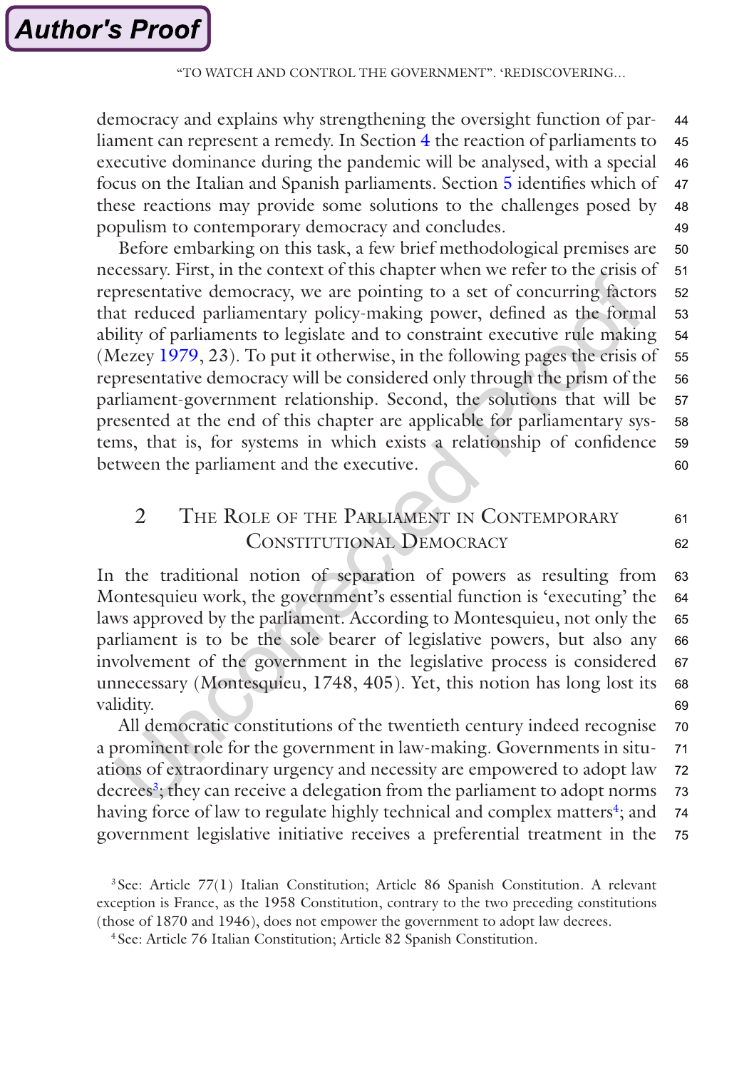democracy and explains why strengthening the oversight function of parliament can represent a remedy. In Section 4 the reaction of parliaments to executive dominance during the pandemic will be analysed, with a special focus on the Italian and Spanish parliaments. Section 5 identifies which of these reactions may provide some solutions to the challenges posed by populism to contemporary democracy and concludes.

Before embarking on this task, a few brief methodological premises are necessary. First, in the context of this chapter when we refer to the crisis of representative democracy, we are pointing to a set of concurring factors that reduced parliamentary policy-making power, defined as the formal ability of parliaments to legislate and to constraint executive rule making (Mezey 1979, 23). To put it otherwise, in the following pages the crisis of representative democracy will be considered only through the prism of the parliament-government relationship. Second, the solutions that will be presented at the end of this chapter are applicable for parliamentary systems, that is, for systems in which exists a relationship of confidence between the parliament and the executive.

## 2 The Role of the Parliament in Contemporary Constitutional Democracy

In the traditional notion of separation of powers as resulting from Montesquieu work, the government's essential function is 'executing' the laws approved by the parliament. According to Montesquieu, not only the parliament is to be the sole bearer of legislative powers, but also any involvement of the government in the legislative process is considered unnecessary (Montesquieu, 1748, 405). Yet, this notion has long lost its validity.

All democratic constitutions of the twentieth century indeed recognise a prominent role for the government in law-making. Governments in situations of extraordinary urgency and necessity are empowered to adopt law decrees[3]; they can receive a delegation from the parliament to adopt norms having force of law to regulate highly technical and complex matters[4]; and government legislative initiative receives a preferential treatment in the

[3] See: Article 77(1) Italian Constitution; Article 86 Spanish Constitution. A relevant exception is France, as the 1958 Constitution, contrary to the two preceding constitutions (those of 1870 and 1946), does not empower the government to adopt law decrees.

[4] See: Article 76 Italian Constitution; Article 82 Spanish Constitution.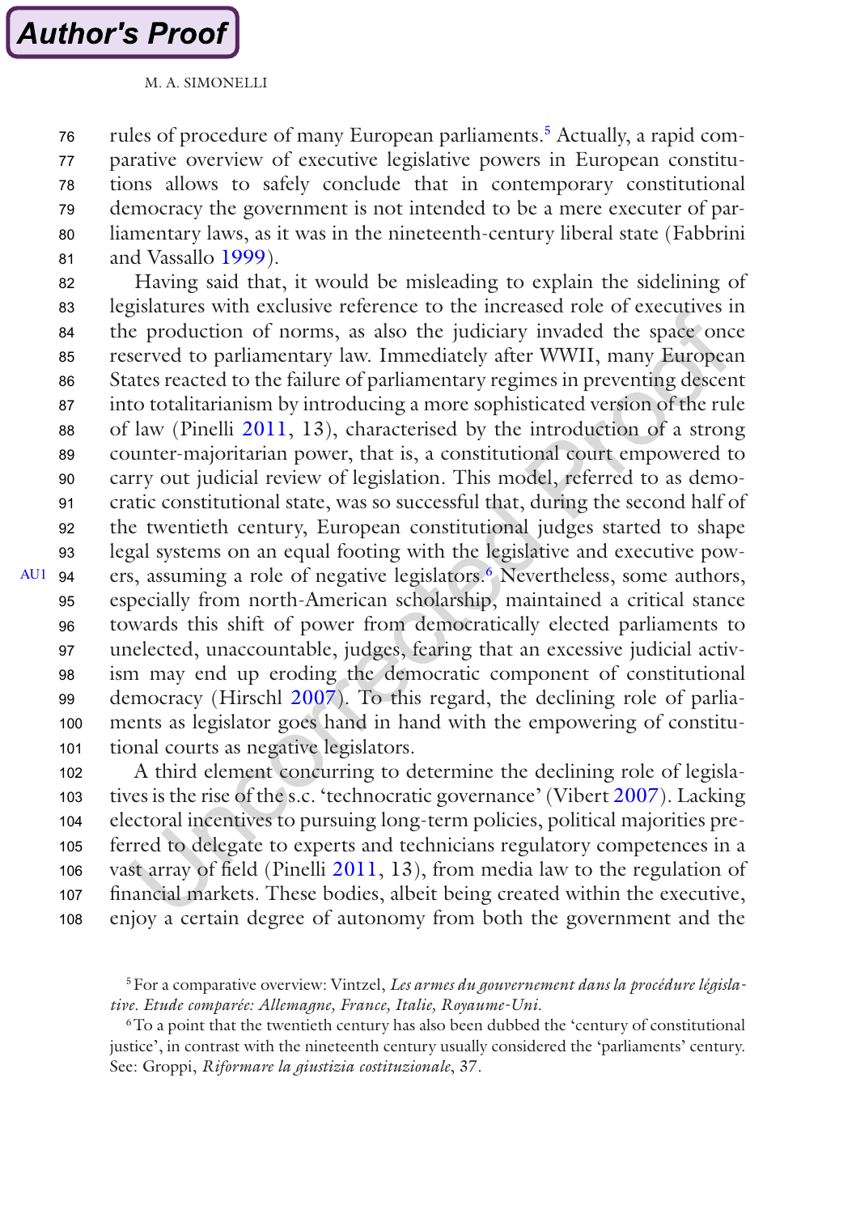rules of procedure of many European parliaments.[5] Actually, a rapid comparative overview of executive legislative powers in European constitutions allows to safely conclude that in contemporary constitutional democracy the government is not intended to be a mere executer of parliamentary laws, as it was in the nineteenth-century liberal state (Fabbrini and Vassallo 1999).

Having said that, it would be misleading to explain the sidelining of legislatures with exclusive reference to the increased role of executives in the production of norms, as also the judiciary invaded the space once reserved to parliamentary law. Immediately after WWII, many European States reacted to the failure of parliamentary regimes in preventing descent into totalitarianism by introducing a more sophisticated version of the rule of law (Pinelli 2011, 13), characterised by the introduction of a strong counter-majoritarian power, that is, a constitutional court empowered to carry out judicial review of legislation. This model, referred to as democratic constitutional state, was so successful that, during the second half of the twentieth century, European constitutional judges started to shape legal systems on an equal footing with the legislative and executive powers, assuming a role of negative legislators.[6] Nevertheless, some authors, especially from north-American scholarship, maintained a critical stance towards this shift of power from democratically elected parliaments to unelected, unaccountable, judges, fearing that an excessive judicial activism may end up eroding the democratic component of constitutional democracy (Hirschl 2007). To this regard, the declining role of parliaments as legislator goes hand in hand with the empowering of constitutional courts as negative legislators.

A third element concurring to determine the declining role of legislatives is the rise of the s.c. 'technocratic governance' (Vibert 2007). Lacking electoral incentives to pursuing long-term policies, political majorities preferred to delegate to experts and technicians regulatory competences in a vast array of field (Pinelli 2011, 13), from media law to the regulation of financial markets. These bodies, albeit being created within the executive, enjoy a certain degree of autonomy from both the government and the

[5] For a comparative overview: Vintzel, *Les armes du gouvernement dans la procédure législative. Etude comparée: Allemagne, France, Italie, Royaume-Uni*.

[6] To a point that the twentieth century has also been dubbed the 'century of constitutional justice', in contrast with the nineteenth century usually considered the 'parliaments' century. See: Groppi, *Riformare la giustizia costituzionale*, 37.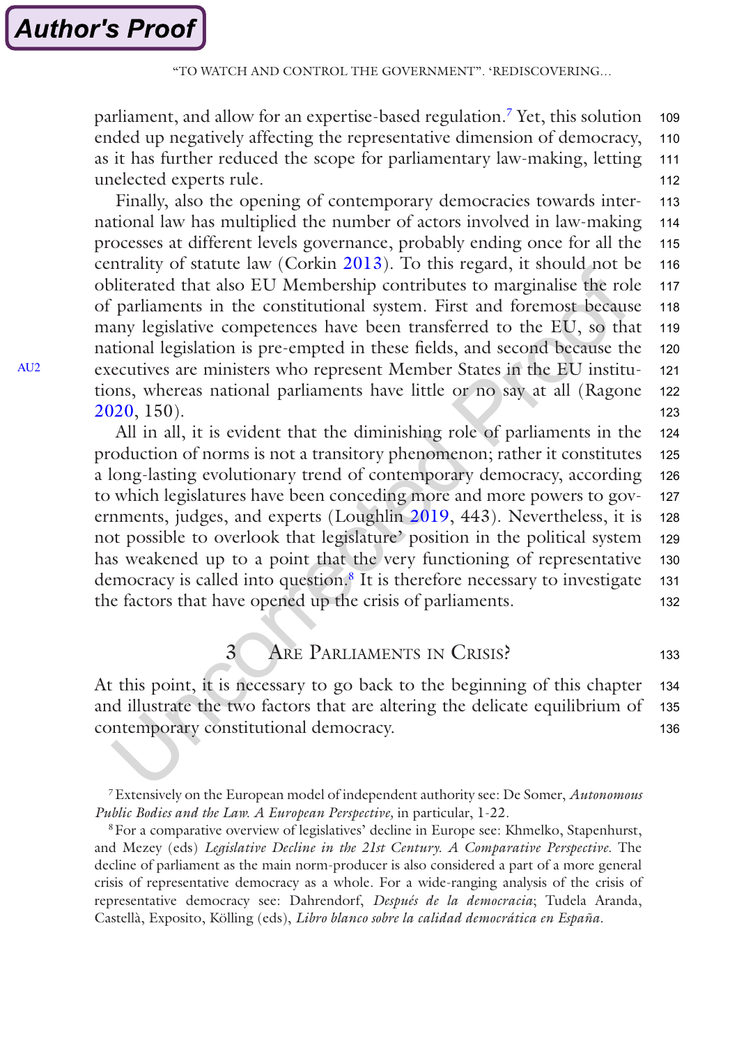parliament, and allow for an expertise-based regulation.[7] Yet, this solution ended up negatively affecting the representative dimension of democracy, as it has further reduced the scope for parliamentary law-making, letting unelected experts rule.

Finally, also the opening of contemporary democracies towards international law has multiplied the number of actors involved in law-making processes at different levels governance, probably ending once for all the centrality of statute law (Corkin 2013). To this regard, it should not be obliterated that also EU Membership contributes to marginalise the role of parliaments in the constitutional system. First and foremost because many legislative competences have been transferred to the EU, so that national legislation is pre-empted in these fields, and second because the executives are ministers who represent Member States in the EU institutions, whereas national parliaments have little or no say at all (Ragone 2020, 150).

All in all, it is evident that the diminishing role of parliaments in the production of norms is not a transitory phenomenon; rather it constitutes a long-lasting evolutionary trend of contemporary democracy, according to which legislatures have been conceding more and more powers to governments, judges, and experts (Loughlin 2019, 443). Nevertheless, it is not possible to overlook that legislature' position in the political system has weakened up to a point that the very functioning of representative democracy is called into question.[8] It is therefore necessary to investigate the factors that have opened up the crisis of parliaments.

## 3 Are Parliaments in Crisis?

At this point, it is necessary to go back to the beginning of this chapter and illustrate the two factors that are altering the delicate equilibrium of contemporary constitutional democracy.

---

[7] Extensively on the European model of independent authority see: De Somer, *Autonomous Public Bodies and the Law. A European Perspective*, in particular, 1-22.

[8] For a comparative overview of legislatives' decline in Europe see: Khmelko, Stapenhurst, and Mezey (eds) *Legislative Decline in the 21st Century. A Comparative Perspective*. The decline of parliament as the main norm-producer is also considered a part of a more general crisis of representative democracy as a whole. For a wide-ranging analysis of the crisis of representative democracy see: Dahrendorf, *Después de la democracia*; Tudela Aranda, Castellà, Exposito, Kölling (eds), *Libro blanco sobre la calidad democrática en España*.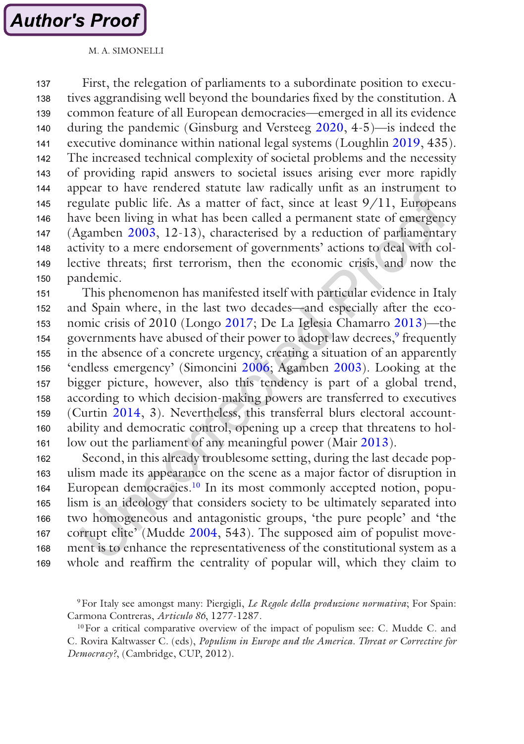First, the relegation of parliaments to a subordinate position to executives aggrandising well beyond the boundaries fixed by the constitution. A common feature of all European democracies—emerged in all its evidence during the pandemic (Ginsburg and Versteeg 2020, 4-5)—is indeed the executive dominance within national legal systems (Loughlin 2019, 435). The increased technical complexity of societal problems and the necessity of providing rapid answers to societal issues arising ever more rapidly appear to have rendered statute law radically unfit as an instrument to regulate public life. As a matter of fact, since at least 9/11, Europeans have been living in what has been called a permanent state of emergency (Agamben 2003, 12-13), characterised by a reduction of parliamentary activity to a mere endorsement of governments' actions to deal with collective threats; first terrorism, then the economic crisis, and now the pandemic.

This phenomenon has manifested itself with particular evidence in Italy and Spain where, in the last two decades—and especially after the economic crisis of 2010 (Longo 2017; De La Iglesia Chamarro 2013)—the governments have abused of their power to adopt law decrees,[9] frequently in the absence of a concrete urgency, creating a situation of an apparently 'endless emergency' (Simoncini 2006; Agamben 2003). Looking at the bigger picture, however, also this tendency is part of a global trend, according to which decision-making powers are transferred to executives (Curtin 2014, 3). Nevertheless, this transferral blurs electoral accountability and democratic control, opening up a creep that threatens to hollow out the parliament of any meaningful power (Mair 2013).

Second, in this already troublesome setting, during the last decade populism made its appearance on the scene as a major factor of disruption in European democracies.[10] In its most commonly accepted notion, populism is an ideology that considers society to be ultimately separated into two homogeneous and antagonistic groups, 'the pure people' and 'the corrupt elite' (Mudde 2004, 543). The supposed aim of populist movement is to enhance the representativeness of the constitutional system as a whole and reaffirm the centrality of popular will, which they claim to

[9] For Italy see amongst many: Piergigli, *Le Regole della produzione normativa*; For Spain: Carmona Contreras, *Articulo 86*, 1277-1287.

[10] For a critical comparative overview of the impact of populism see: C. Mudde C. and C. Rovira Kaltwasser C. (eds), *Populism in Europe and the America. Threat or Corrective for Democracy?*, (Cambridge, CUP, 2012).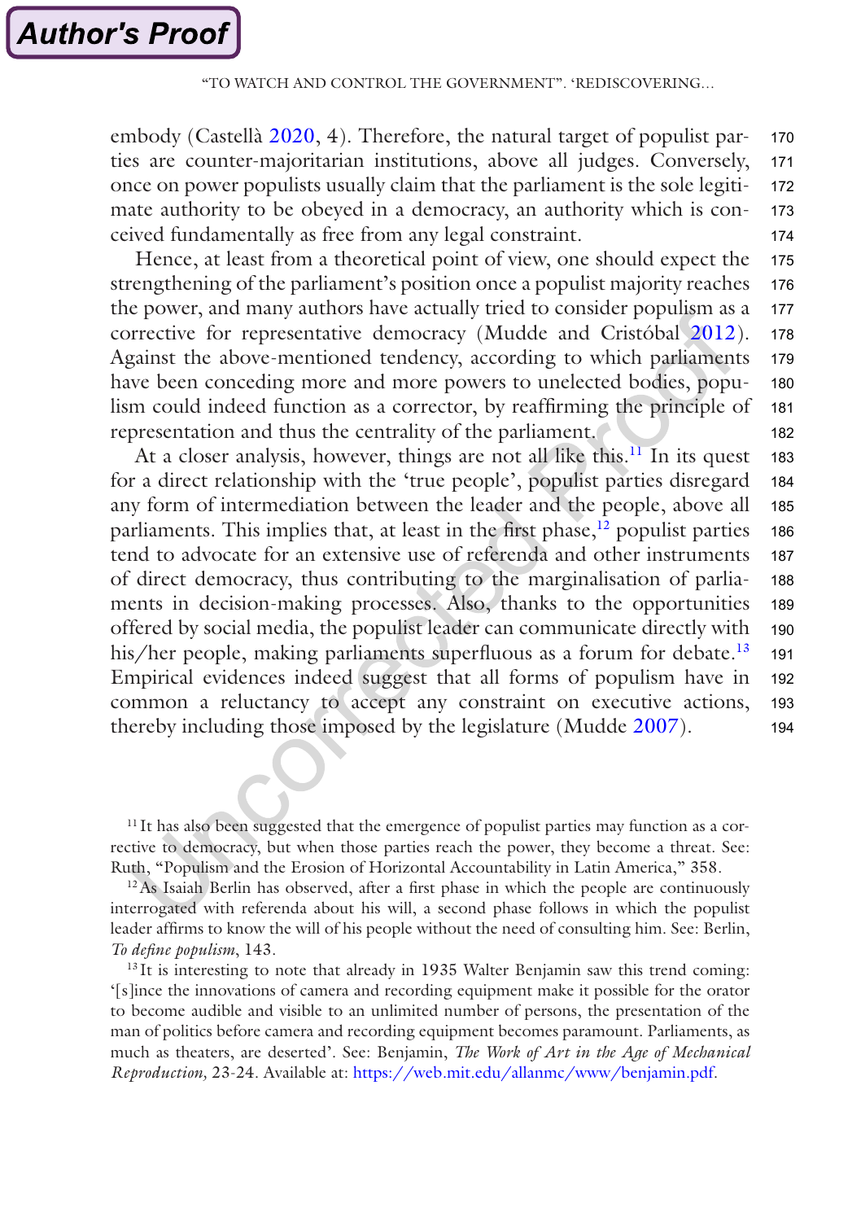embody (Castellà 2020, 4). Therefore, the natural target of populist parties are counter-majoritarian institutions, above all judges. Conversely, once on power populists usually claim that the parliament is the sole legitimate authority to be obeyed in a democracy, an authority which is conceived fundamentally as free from any legal constraint.

Hence, at least from a theoretical point of view, one should expect the strengthening of the parliament's position once a populist majority reaches the power, and many authors have actually tried to consider populism as a corrective for representative democracy (Mudde and Cristóbal 2012). Against the above-mentioned tendency, according to which parliaments have been conceding more and more powers to unelected bodies, populism could indeed function as a corrector, by reaffirming the principle of representation and thus the centrality of the parliament.

At a closer analysis, however, things are not all like this.[11] In its quest for a direct relationship with the 'true people', populist parties disregard any form of intermediation between the leader and the people, above all parliaments. This implies that, at least in the first phase,[12] populist parties tend to advocate for an extensive use of referenda and other instruments of direct democracy, thus contributing to the marginalisation of parliaments in decision-making processes. Also, thanks to the opportunities offered by social media, the populist leader can communicate directly with his/her people, making parliaments superfluous as a forum for debate.[13] Empirical evidences indeed suggest that all forms of populism have in common a reluctancy to accept any constraint on executive actions, thereby including those imposed by the legislature (Mudde 2007).

[11] It has also been suggested that the emergence of populist parties may function as a corrective to democracy, but when those parties reach the power, they become a threat. See: Ruth, "Populism and the Erosion of Horizontal Accountability in Latin America," 358.

[12] As Isaiah Berlin has observed, after a first phase in which the people are continuously interrogated with referenda about his will, a second phase follows in which the populist leader affirms to know the will of his people without the need of consulting him. See: Berlin, *To define populism*, 143.

[13] It is interesting to note that already in 1935 Walter Benjamin saw this trend coming: '[s]ince the innovations of camera and recording equipment make it possible for the orator to become audible and visible to an unlimited number of persons, the presentation of the man of politics before camera and recording equipment becomes paramount. Parliaments, as much as theaters, are deserted'. See: Benjamin, *The Work of Art in the Age of Mechanical Reproduction*, 23-24. Available at: https://web.mit.edu/allanmc/www/benjamin.pdf.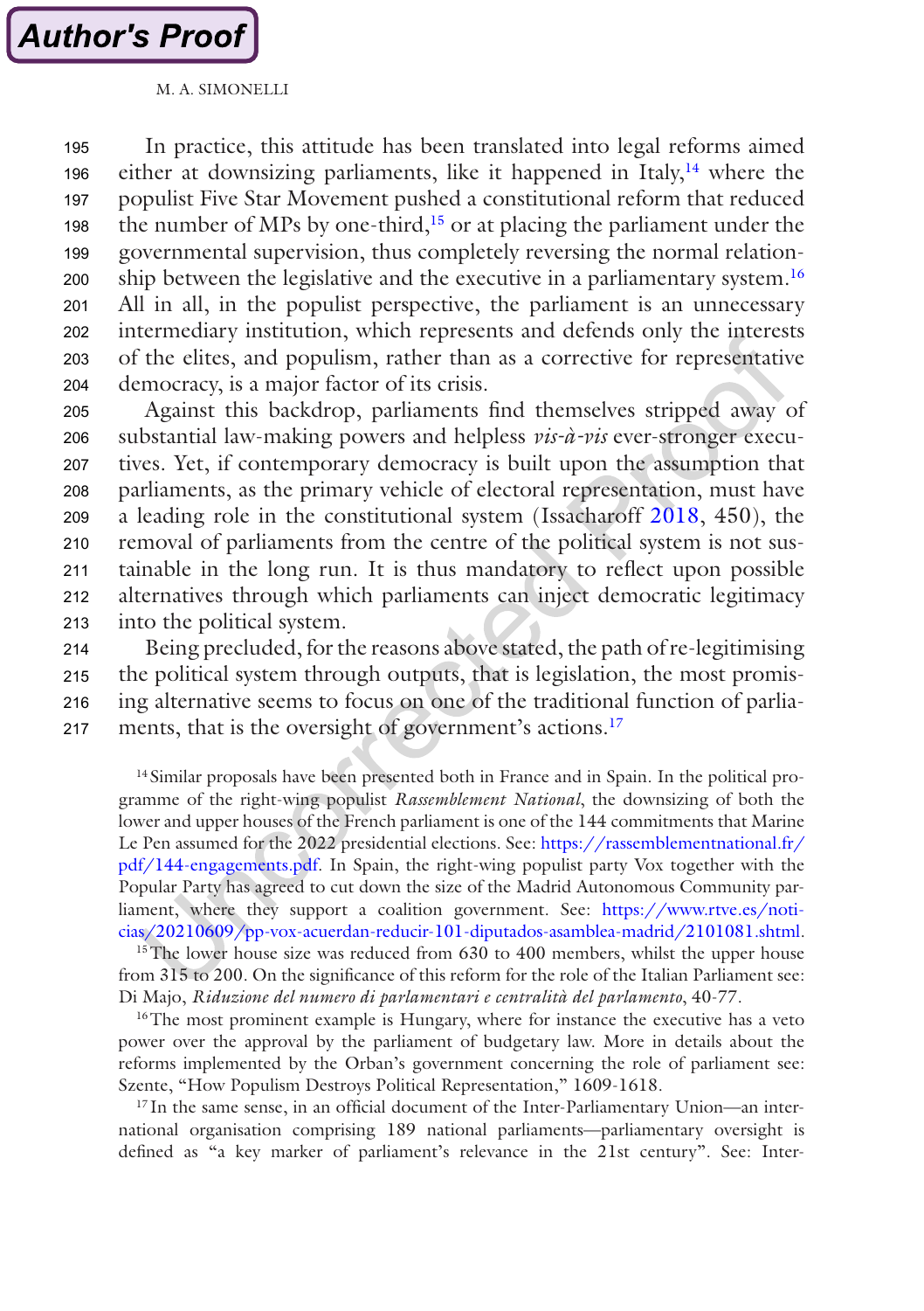In practice, this attitude has been translated into legal reforms aimed either at downsizing parliaments, like it happened in Italy,[14] where the populist Five Star Movement pushed a constitutional reform that reduced the number of MPs by one-third,[15] or at placing the parliament under the governmental supervision, thus completely reversing the normal relationship between the legislative and the executive in a parliamentary system.[16] All in all, in the populist perspective, the parliament is an unnecessary intermediary institution, which represents and defends only the interests of the elites, and populism, rather than as a corrective for representative democracy, is a major factor of its crisis.

Against this backdrop, parliaments find themselves stripped away of substantial law-making powers and helpless *vis-à-vis* ever-stronger executives. Yet, if contemporary democracy is built upon the assumption that parliaments, as the primary vehicle of electoral representation, must have a leading role in the constitutional system (Issacharoff 2018, 450), the removal of parliaments from the centre of the political system is not sustainable in the long run. It is thus mandatory to reflect upon possible alternatives through which parliaments can inject democratic legitimacy into the political system.

Being precluded, for the reasons above stated, the path of re-legitimising the political system through outputs, that is legislation, the most promising alternative seems to focus on one of the traditional function of parliaments, that is the oversight of government's actions.[17]

[14] Similar proposals have been presented both in France and in Spain. In the political programme of the right-wing populist *Rassemblement National*, the downsizing of both the lower and upper houses of the French parliament is one of the 144 commitments that Marine Le Pen assumed for the 2022 presidential elections. See: https://rassemblementnational.fr/pdf/144-engagements.pdf. In Spain, the right-wing populist party Vox together with the Popular Party has agreed to cut down the size of the Madrid Autonomous Community parliament, where they support a coalition government. See: https://www.rtve.es/noticias/20210609/pp-vox-acuerdan-reducir-101-diputados-asamblea-madrid/2101081.shtml.

[15] The lower house size was reduced from 630 to 400 members, whilst the upper house from 315 to 200. On the significance of this reform for the role of the Italian Parliament see: Di Majo, *Riduzione del numero di parlamentari e centralità del parlamento*, 40-77.

[16] The most prominent example is Hungary, where for instance the executive has a veto power over the approval by the parliament of budgetary law. More in details about the reforms implemented by the Orban's government concerning the role of parliament see: Szente, "How Populism Destroys Political Representation," 1609-1618.

[17] In the same sense, in an official document of the Inter-Parliamentary Union—an international organisation comprising 189 national parliaments—parliamentary oversight is defined as "a key marker of parliament's relevance in the 21st century". See: Inter-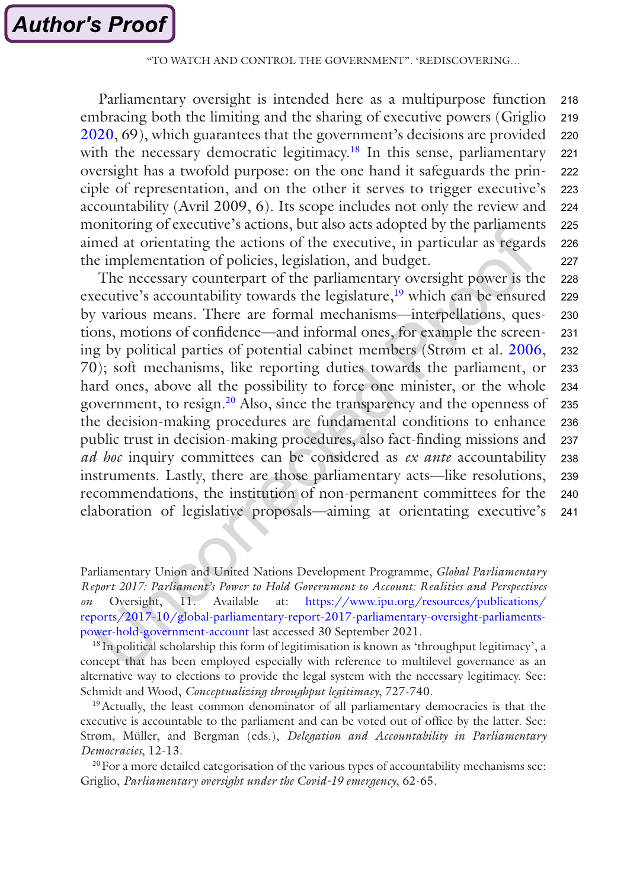Parliamentary oversight is intended here as a multipurpose function embracing both the limiting and the sharing of executive powers (Griglio 2020, 69), which guarantees that the government's decisions are provided with the necessary democratic legitimacy.[18] In this sense, parliamentary oversight has a twofold purpose: on the one hand it safeguards the principle of representation, and on the other it serves to trigger executive's accountability (Avril 2009, 6). Its scope includes not only the review and monitoring of executive's actions, but also acts adopted by the parliaments aimed at orientating the actions of the executive, in particular as regards the implementation of policies, legislation, and budget.

The necessary counterpart of the parliamentary oversight power is the executive's accountability towards the legislature,[19] which can be ensured by various means. There are formal mechanisms—interpellations, questions, motions of confidence—and informal ones, for example the screening by political parties of potential cabinet members (Strøm et al. 2006, 70); soft mechanisms, like reporting duties towards the parliament, or hard ones, above all the possibility to force one minister, or the whole government, to resign.[20] Also, since the transparency and the openness of the decision-making procedures are fundamental conditions to enhance public trust in decision-making procedures, also fact-finding missions and *ad hoc* inquiry committees can be considered as *ex ante* accountability instruments. Lastly, there are those parliamentary acts—like resolutions, recommendations, the institution of non-permanent committees for the elaboration of legislative proposals—aiming at orientating executive's

Parliamentary Union and United Nations Development Programme, *Global Parliamentary Report 2017: Parliament's Power to Hold Government to Account: Realities and Perspectives on* Oversight, 11. Available at: https://www.ipu.org/resources/publications/reports/2017-10/global-parliamentary-report-2017-parliamentary-oversight-parliaments-power-hold-government-account last accessed 30 September 2021.

[18] In political scholarship this form of legitimisation is known as 'throughput legitimacy', a concept that has been employed especially with reference to multilevel governance as an alternative way to elections to provide the legal system with the necessary legitimacy. See: Schmidt and Wood, *Conceptualizing throughput legitimacy*, 727-740.

[19] Actually, the least common denominator of all parliamentary democracies is that the executive is accountable to the parliament and can be voted out of office by the latter. See: Strøm, Müller, and Bergman (eds.), *Delegation and Accountability in Parliamentary Democracies*, 12-13.

[20] For a more detailed categorisation of the various types of accountability mechanisms see: Griglio, *Parliamentary oversight under the Covid-19 emergency*, 62-65.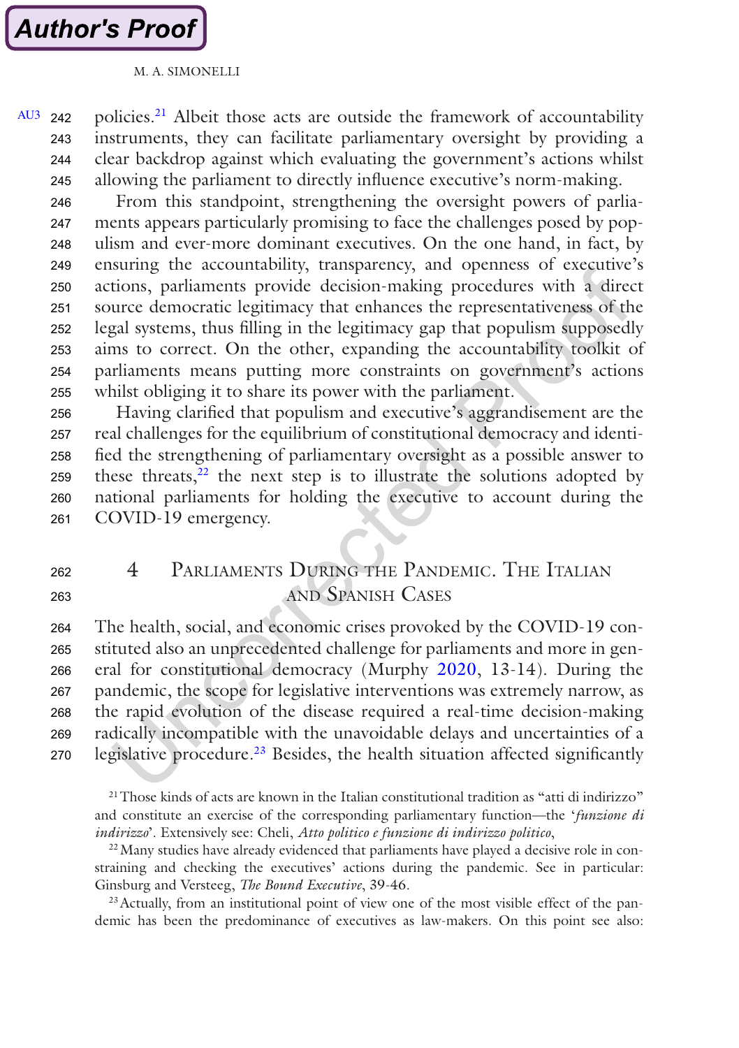policies.[21] Albeit those acts are outside the framework of accountability instruments, they can facilitate parliamentary oversight by providing a clear backdrop against which evaluating the government's actions whilst allowing the parliament to directly influence executive's norm-making.

From this standpoint, strengthening the oversight powers of parliaments appears particularly promising to face the challenges posed by populism and ever-more dominant executives. On the one hand, in fact, by ensuring the accountability, transparency, and openness of executive's actions, parliaments provide decision-making procedures with a direct source democratic legitimacy that enhances the representativeness of the legal systems, thus filling in the legitimacy gap that populism supposedly aims to correct. On the other, expanding the accountability toolkit of parliaments means putting more constraints on government's actions whilst obliging it to share its power with the parliament.

Having clarified that populism and executive's aggrandisement are the real challenges for the equilibrium of constitutional democracy and identified the strengthening of parliamentary oversight as a possible answer to these threats,[22] the next step is to illustrate the solutions adopted by national parliaments for holding the executive to account during the COVID-19 emergency.

## 4 Parliaments During the Pandemic. The Italian and Spanish Cases

The health, social, and economic crises provoked by the COVID-19 constituted also an unprecedented challenge for parliaments and more in general for constitutional democracy (Murphy 2020, 13-14). During the pandemic, the scope for legislative interventions was extremely narrow, as the rapid evolution of the disease required a real-time decision-making radically incompatible with the unavoidable delays and uncertainties of a legislative procedure.[23] Besides, the health situation affected significantly

[21] Those kinds of acts are known in the Italian constitutional tradition as "atti di indirizzo" and constitute an exercise of the corresponding parliamentary function—the '*funzione di indirizzo*'. Extensively see: Cheli, *Atto politico e funzione di indirizzo politico*,

[22] Many studies have already evidenced that parliaments have played a decisive role in constraining and checking the executives' actions during the pandemic. See in particular: Ginsburg and Versteeg, *The Bound Executive*, 39-46.

[23] Actually, from an institutional point of view one of the most visible effect of the pandemic has been the predominance of executives as law-makers. On this point see also: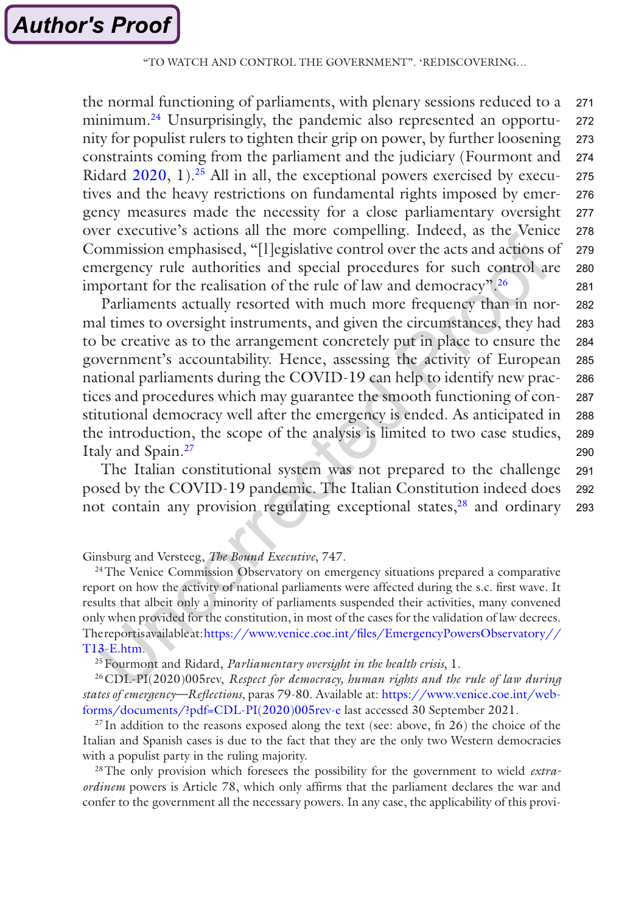the normal functioning of parliaments, with plenary sessions reduced to a minimum.[24] Unsurprisingly, the pandemic also represented an opportunity for populist rulers to tighten their grip on power, by further loosening constraints coming from the parliament and the judiciary (Fourmont and Ridard 2020, 1).[25] All in all, the exceptional powers exercised by executives and the heavy restrictions on fundamental rights imposed by emergency measures made the necessity for a close parliamentary oversight over executive's actions all the more compelling. Indeed, as the Venice Commission emphasised, "[l]egislative control over the acts and actions of emergency rule authorities and special procedures for such control are important for the realisation of the rule of law and democracy".[26]

Parliaments actually resorted with much more frequency than in normal times to oversight instruments, and given the circumstances, they had to be creative as to the arrangement concretely put in place to ensure the government's accountability. Hence, assessing the activity of European national parliaments during the COVID-19 can help to identify new practices and procedures which may guarantee the smooth functioning of constitutional democracy well after the emergency is ended. As anticipated in the introduction, the scope of the analysis is limited to two case studies, Italy and Spain.[27]

The Italian constitutional system was not prepared to the challenge posed by the COVID-19 pandemic. The Italian Constitution indeed does not contain any provision regulating exceptional states,[28] and ordinary

---

Ginsburg and Versteeg, *The Bound Executive*, 747.

[24] The Venice Commission Observatory on emergency situations prepared a comparative report on how the activity of national parliaments were affected during the s.c. first wave. It results that albeit only a minority of parliaments suspended their activities, many convened only when provided for the constitution, in most of the cases for the validation of law decrees. Thereportisavailableat:https://www.venice.coe.int/files/EmergencyPowersObservatory//T13-E.htm.

[25] Fourmont and Ridard, *Parliamentary oversight in the health crisis*, 1.

[26] CDL-PI(2020)005rev, *Respect for democracy, human rights and the rule of law during states of emergency—Reflections*, paras 79-80. Available at: https://www.venice.coe.int/webforms/documents/?pdf=CDL-PI(2020)005rev-e last accessed 30 September 2021.

[27] In addition to the reasons exposed along the text (see: above, fn 26) the choice of the Italian and Spanish cases is due to the fact that they are the only two Western democracies with a populist party in the ruling majority.

[28] The only provision which foresees the possibility for the government to wield *extra-ordinem* powers is Article 78, which only affirms that the parliament declares the war and confer to the government all the necessary powers. In any case, the applicability of this provi-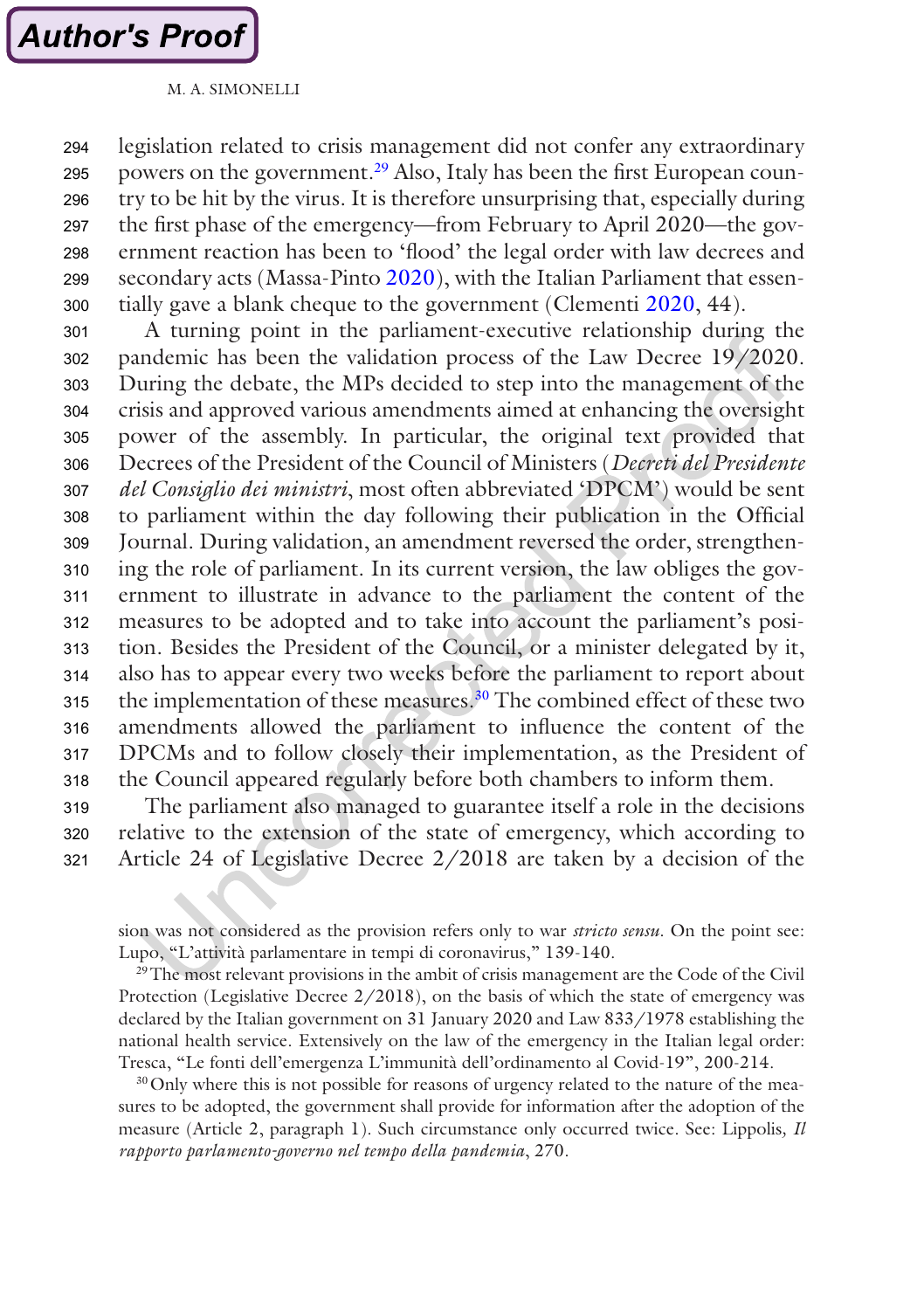legislation related to crisis management did not confer any extraordinary powers on the government.[29] Also, Italy has been the first European country to be hit by the virus. It is therefore unsurprising that, especially during the first phase of the emergency—from February to April 2020—the government reaction has been to 'flood' the legal order with law decrees and secondary acts (Massa-Pinto 2020), with the Italian Parliament that essentially gave a blank cheque to the government (Clementi 2020, 44).

A turning point in the parliament-executive relationship during the pandemic has been the validation process of the Law Decree 19/2020. During the debate, the MPs decided to step into the management of the crisis and approved various amendments aimed at enhancing the oversight power of the assembly. In particular, the original text provided that Decrees of the President of the Council of Ministers (*Decreti del Presidente del Consiglio dei ministri*, most often abbreviated 'DPCM') would be sent to parliament within the day following their publication in the Official Journal. During validation, an amendment reversed the order, strengthening the role of parliament. In its current version, the law obliges the government to illustrate in advance to the parliament the content of the measures to be adopted and to take into account the parliament's position. Besides the President of the Council, or a minister delegated by it, also has to appear every two weeks before the parliament to report about the implementation of these measures.[30] The combined effect of these two amendments allowed the parliament to influence the content of the DPCMs and to follow closely their implementation, as the President of the Council appeared regularly before both chambers to inform them.

The parliament also managed to guarantee itself a role in the decisions relative to the extension of the state of emergency, which according to Article 24 of Legislative Decree 2/2018 are taken by a decision of the

---

sion was not considered as the provision refers only to war *stricto sensu*. On the point see: Lupo, "L'attività parlamentare in tempi di coronavirus," 139-140.

[29] The most relevant provisions in the ambit of crisis management are the Code of the Civil Protection (Legislative Decree 2/2018), on the basis of which the state of emergency was declared by the Italian government on 31 January 2020 and Law 833/1978 establishing the national health service. Extensively on the law of the emergency in the Italian legal order: Tresca, "Le fonti dell'emergenza L'immunità dell'ordinamento al Covid-19", 200-214.

[30] Only where this is not possible for reasons of urgency related to the nature of the measures to be adopted, the government shall provide for information after the adoption of the measure (Article 2, paragraph 1). Such circumstance only occurred twice. See: Lippolis, *Il rapporto parlamento-governo nel tempo della pandemia*, 270.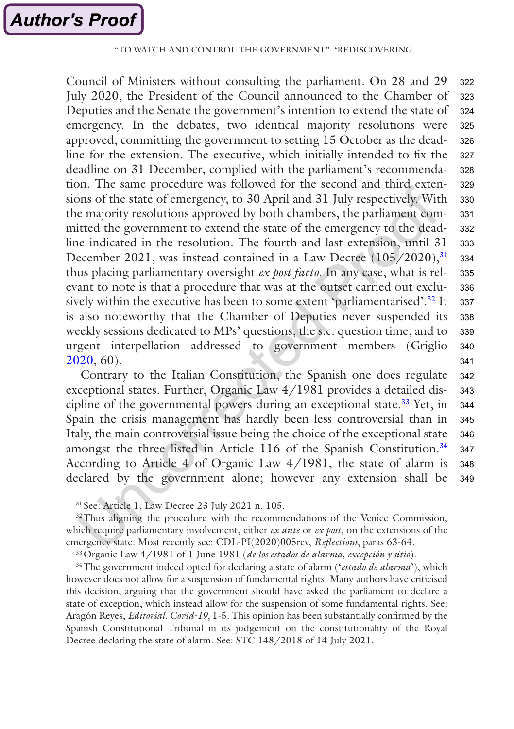Council of Ministers without consulting the parliament. On 28 and 29 July 2020, the President of the Council announced to the Chamber of Deputies and the Senate the government's intention to extend the state of emergency. In the debates, two identical majority resolutions were approved, committing the government to setting 15 October as the deadline for the extension. The executive, which initially intended to fix the deadline on 31 December, complied with the parliament's recommendation. The same procedure was followed for the second and third extensions of the state of emergency, to 30 April and 31 July respectively. With the majority resolutions approved by both chambers, the parliament committed the government to extend the state of the emergency to the deadline indicated in the resolution. The fourth and last extension, until 31 December 2021, was instead contained in a Law Decree (105/2020),[31] thus placing parliamentary oversight *ex post facto*. In any case, what is relevant to note is that a procedure that was at the outset carried out exclusively within the executive has been to some extent 'parliamentarised'.[32] It is also noteworthy that the Chamber of Deputies never suspended its weekly sessions dedicated to MPs' questions, the s.c. question time, and to urgent interpellation addressed to government members (Griglio 2020, 60).

Contrary to the Italian Constitution, the Spanish one does regulate exceptional states. Further, Organic Law 4/1981 provides a detailed discipline of the governmental powers during an exceptional state.[33] Yet, in Spain the crisis management has hardly been less controversial than in Italy, the main controversial issue being the choice of the exceptional state amongst the three listed in Article 116 of the Spanish Constitution.[34] According to Article 4 of Organic Law 4/1981, the state of alarm is declared by the government alone; however any extension shall be

[31] See: Article 1, Law Decree 23 July 2021 n. 105.

[32] Thus aligning the procedure with the recommendations of the Venice Commission, which require parliamentary involvement, either *ex ante* or *ex post*, on the extensions of the emergency state. Most recently see: CDL-PI(2020)005rev, *Reflections*, paras 63-64.

[33] Organic Law 4/1981 of 1 June 1981 (*de los estados de alarma, excepción y sitio*).

[34] The government indeed opted for declaring a state of alarm ('*estado de alarma*'), which however does not allow for a suspension of fundamental rights. Many authors have criticised this decision, arguing that the government should have asked the parliament to declare a state of exception, which instead allow for the suspension of some fundamental rights. See: Aragón Reyes, *Editorial. Covid-19*, 1-5. This opinion has been substantially confirmed by the Spanish Constitutional Tribunal in its judgement on the constitutionality of the Royal Decree declaring the state of alarm. See: STC 148/2018 of 14 July 2021.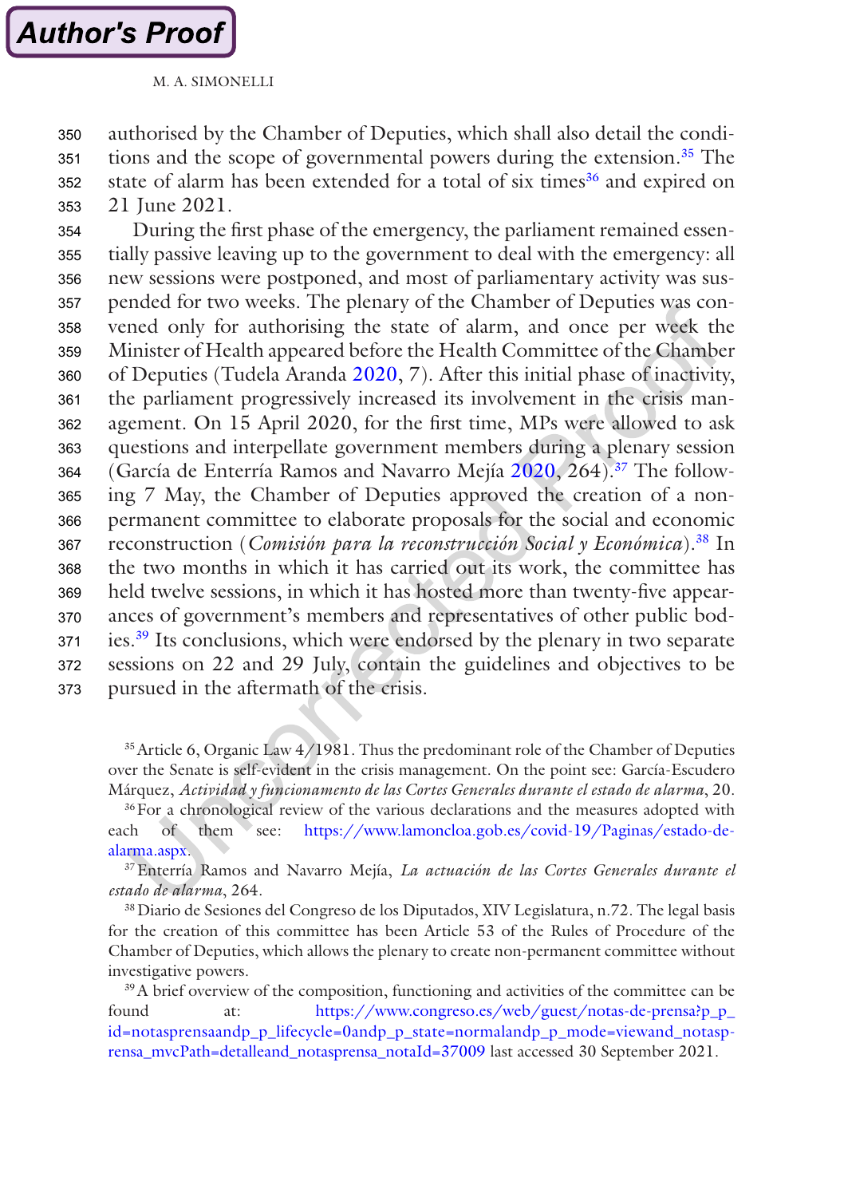authorised by the Chamber of Deputies, which shall also detail the conditions and the scope of governmental powers during the extension.[35] The state of alarm has been extended for a total of six times[36] and expired on 21 June 2021.

During the first phase of the emergency, the parliament remained essentially passive leaving up to the government to deal with the emergency: all new sessions were postponed, and most of parliamentary activity was suspended for two weeks. The plenary of the Chamber of Deputies was convened only for authorising the state of alarm, and once per week the Minister of Health appeared before the Health Committee of the Chamber of Deputies (Tudela Aranda 2020, 7). After this initial phase of inactivity, the parliament progressively increased its involvement in the crisis management. On 15 April 2020, for the first time, MPs were allowed to ask questions and interpellate government members during a plenary session (García de Enterría Ramos and Navarro Mejía 2020, 264).[37] The following 7 May, the Chamber of Deputies approved the creation of a non-permanent committee to elaborate proposals for the social and economic reconstruction (*Comisión para la reconstrucción Social y Económica*).[38] In the two months in which it has carried out its work, the committee has held twelve sessions, in which it has hosted more than twenty-five appearances of government's members and representatives of other public bodies.[39] Its conclusions, which were endorsed by the plenary in two separate sessions on 22 and 29 July, contain the guidelines and objectives to be pursued in the aftermath of the crisis.

---

[35] Article 6, Organic Law 4/1981. Thus the predominant role of the Chamber of Deputies over the Senate is self-evident in the crisis management. On the point see: García-Escudero Márquez, *Actividad y funcionamento de las Cortes Generales durante el estado de alarma*, 20.

[36] For a chronological review of the various declarations and the measures adopted with each of them see: https://www.lamoncloa.gob.es/covid-19/Paginas/estado-de-alarma.aspx.

[37] Enterría Ramos and Navarro Mejía, *La actuación de las Cortes Generales durante el estado de alarma*, 264.

[38] Diario de Sesiones del Congreso de los Diputados, XIV Legislatura, n.72. The legal basis for the creation of this committee has been Article 53 of the Rules of Procedure of the Chamber of Deputies, which allows the plenary to create non-permanent committee without investigative powers.

[39] A brief overview of the composition, functioning and activities of the committee can be found at: https://www.congreso.es/web/guest/notas-de-prensa?p_p_id=notasprensaandp_p_lifecycle=0andp_p_state=normalandp_p_mode=viewand_notasprensa_mvcPath=detalleand_notasprensa_notaId=37009 last accessed 30 September 2021.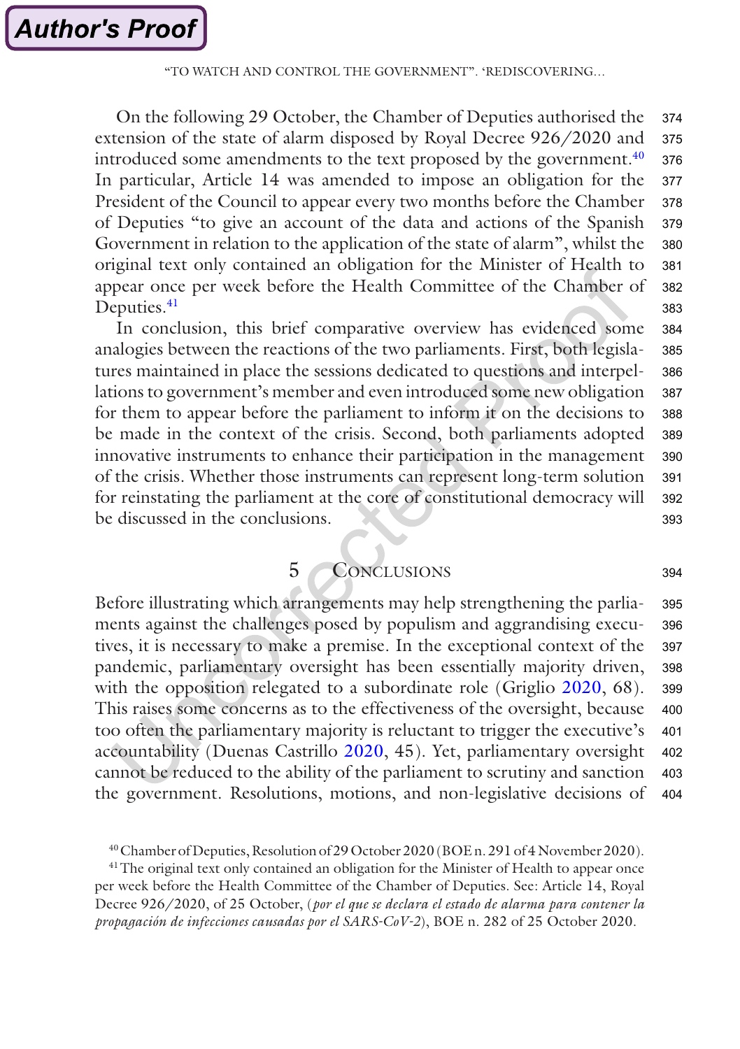On the following 29 October, the Chamber of Deputies authorised the extension of the state of alarm disposed by Royal Decree 926/2020 and introduced some amendments to the text proposed by the government.[40] In particular, Article 14 was amended to impose an obligation for the President of the Council to appear every two months before the Chamber of Deputies "to give an account of the data and actions of the Spanish Government in relation to the application of the state of alarm", whilst the original text only contained an obligation for the Minister of Health to appear once per week before the Health Committee of the Chamber of Deputies.[41]

In conclusion, this brief comparative overview has evidenced some analogies between the reactions of the two parliaments. First, both legislatures maintained in place the sessions dedicated to questions and interpellations to government's member and even introduced some new obligation for them to appear before the parliament to inform it on the decisions to be made in the context of the crisis. Second, both parliaments adopted innovative instruments to enhance their participation in the management of the crisis. Whether those instruments can represent long-term solution for reinstating the parliament at the core of constitutional democracy will be discussed in the conclusions.

## 5 Conclusions

Before illustrating which arrangements may help strengthening the parliaments against the challenges posed by populism and aggrandising executives, it is necessary to make a premise. In the exceptional context of the pandemic, parliamentary oversight has been essentially majority driven, with the opposition relegated to a subordinate role (Griglio 2020, 68). This raises some concerns as to the effectiveness of the oversight, because too often the parliamentary majority is reluctant to trigger the executive's accountability (Duenas Castrillo 2020, 45). Yet, parliamentary oversight cannot be reduced to the ability of the parliament to scrutiny and sanction the government. Resolutions, motions, and non-legislative decisions of

[40] Chamber of Deputies, Resolution of 29 October 2020 (BOE n. 291 of 4 November 2020).

[41] The original text only contained an obligation for the Minister of Health to appear once per week before the Health Committee of the Chamber of Deputies. See: Article 14, Royal Decree 926/2020, of 25 October, (*por el que se declara el estado de alarma para contener la propagación de infecciones causadas por el SARS-CoV-2*), BOE n. 282 of 25 October 2020.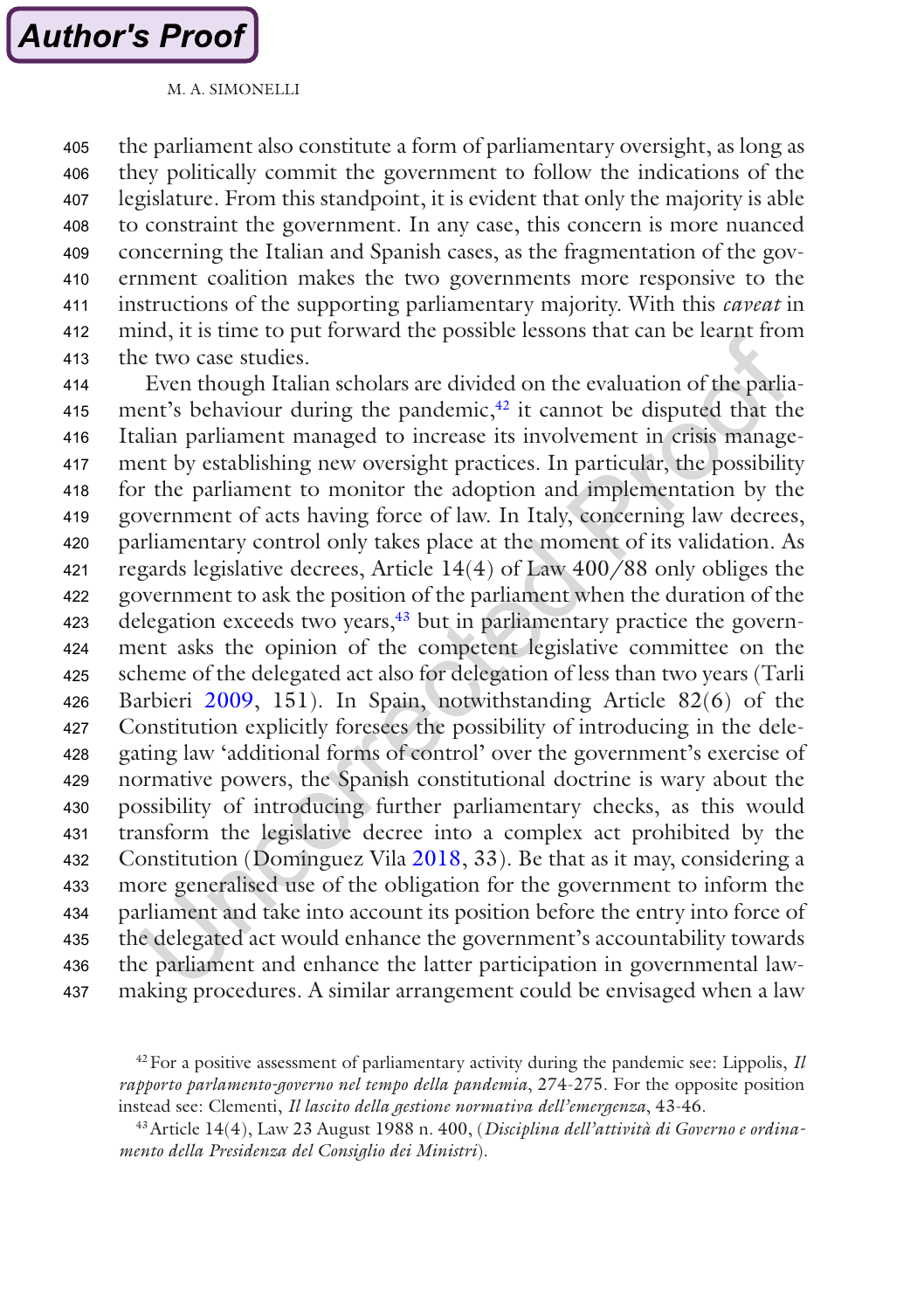the parliament also constitute a form of parliamentary oversight, as long as they politically commit the government to follow the indications of the legislature. From this standpoint, it is evident that only the majority is able to constraint the government. In any case, this concern is more nuanced concerning the Italian and Spanish cases, as the fragmentation of the government coalition makes the two governments more responsive to the instructions of the supporting parliamentary majority. With this *caveat* in mind, it is time to put forward the possible lessons that can be learnt from the two case studies.

Even though Italian scholars are divided on the evaluation of the parliament's behaviour during the pandemic,[42] it cannot be disputed that the Italian parliament managed to increase its involvement in crisis management by establishing new oversight practices. In particular, the possibility for the parliament to monitor the adoption and implementation by the government of acts having force of law. In Italy, concerning law decrees, parliamentary control only takes place at the moment of its validation. As regards legislative decrees, Article 14(4) of Law 400/88 only obliges the government to ask the position of the parliament when the duration of the delegation exceeds two years,[43] but in parliamentary practice the government asks the opinion of the competent legislative committee on the scheme of the delegated act also for delegation of less than two years (Tarli Barbieri 2009, 151). In Spain, notwithstanding Article 82(6) of the Constitution explicitly foresees the possibility of introducing in the delegating law 'additional forms of control' over the government's exercise of normative powers, the Spanish constitutional doctrine is wary about the possibility of introducing further parliamentary checks, as this would transform the legislative decree into a complex act prohibited by the Constitution (Dominguez Vila 2018, 33). Be that as it may, considering a more generalised use of the obligation for the government to inform the parliament and take into account its position before the entry into force of the delegated act would enhance the government's accountability towards the parliament and enhance the latter participation in governmental law-making procedures. A similar arrangement could be envisaged when a law

[42] For a positive assessment of parliamentary activity during the pandemic see: Lippolis, *Il rapporto parlamento-governo nel tempo della pandemia*, 274-275. For the opposite position instead see: Clementi, *Il lascito della gestione normativa dell'emergenza*, 43-46.

[43] Article 14(4), Law 23 August 1988 n. 400, (*Disciplina dell'attività di Governo e ordinamento della Presidenza del Consiglio dei Ministri*).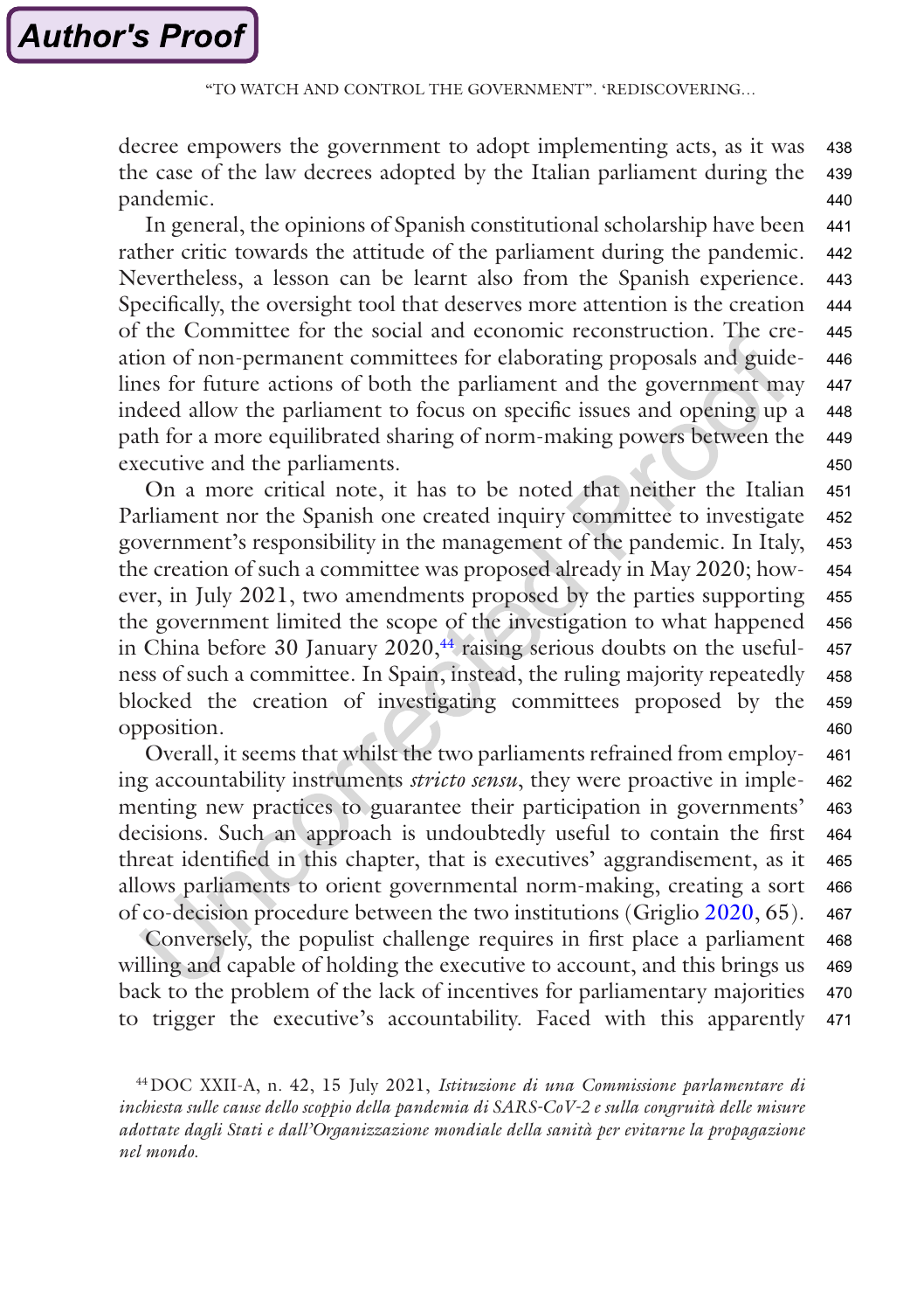decree empowers the government to adopt implementing acts, as it was the case of the law decrees adopted by the Italian parliament during the pandemic.

In general, the opinions of Spanish constitutional scholarship have been rather critic towards the attitude of the parliament during the pandemic. Nevertheless, a lesson can be learnt also from the Spanish experience. Specifically, the oversight tool that deserves more attention is the creation of the Committee for the social and economic reconstruction. The creation of non-permanent committees for elaborating proposals and guidelines for future actions of both the parliament and the government may indeed allow the parliament to focus on specific issues and opening up a path for a more equilibrated sharing of norm-making powers between the executive and the parliaments.

On a more critical note, it has to be noted that neither the Italian Parliament nor the Spanish one created inquiry committee to investigate government's responsibility in the management of the pandemic. In Italy, the creation of such a committee was proposed already in May 2020; however, in July 2021, two amendments proposed by the parties supporting the government limited the scope of the investigation to what happened in China before 30 January 2020,[44] raising serious doubts on the usefulness of such a committee. In Spain, instead, the ruling majority repeatedly blocked the creation of investigating committees proposed by the opposition.

Overall, it seems that whilst the two parliaments refrained from employing accountability instruments *stricto sensu*, they were proactive in implementing new practices to guarantee their participation in governments' decisions. Such an approach is undoubtedly useful to contain the first threat identified in this chapter, that is executives' aggrandisement, as it allows parliaments to orient governmental norm-making, creating a sort of co-decision procedure between the two institutions (Griglio 2020, 65).

Conversely, the populist challenge requires in first place a parliament willing and capable of holding the executive to account, and this brings us back to the problem of the lack of incentives for parliamentary majorities to trigger the executive's accountability. Faced with this apparently

[44] DOC XXII-A, n. 42, 15 July 2021, *Istituzione di una Commissione parlamentare di inchiesta sulle cause dello scoppio della pandemia di SARS-CoV-2 e sulla congruità delle misure adottate dagli Stati e dall'Organizzazione mondiale della sanità per evitarne la propagazione nel mondo.*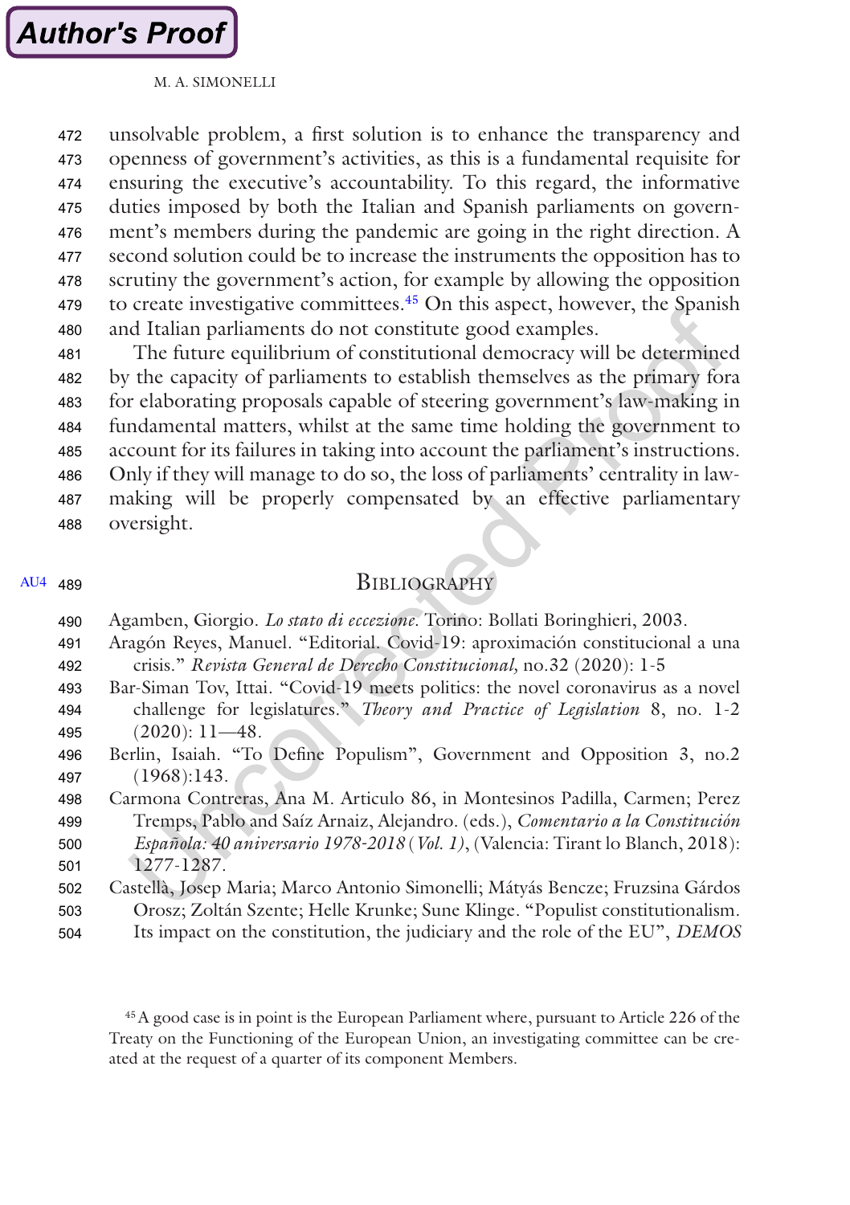unsolvable problem, a first solution is to enhance the transparency and openness of government's activities, as this is a fundamental requisite for ensuring the executive's accountability. To this regard, the informative duties imposed by both the Italian and Spanish parliaments on government's members during the pandemic are going in the right direction. A second solution could be to increase the instruments the opposition has to scrutiny the government's action, for example by allowing the opposition to create investigative committees.[45] On this aspect, however, the Spanish and Italian parliaments do not constitute good examples.

The future equilibrium of constitutional democracy will be determined by the capacity of parliaments to establish themselves as the primary fora for elaborating proposals capable of steering government's law-making in fundamental matters, whilst at the same time holding the government to account for its failures in taking into account the parliament's instructions. Only if they will manage to do so, the loss of parliaments' centrality in law-making will be properly compensated by an effective parliamentary oversight.

## Bibliography

Agamben, Giorgio. *Lo stato di eccezione*. Torino: Bollati Boringhieri, 2003.

Aragón Reyes, Manuel. "Editorial. Covid-19: aproximación constitucional a una crisis." *Revista General de Derecho Constitucional*, no.32 (2020): 1-5

Bar-Siman Tov, Ittai. "Covid-19 meets politics: the novel coronavirus as a novel challenge for legislatures." *Theory and Practice of Legislation* 8, no. 1-2 (2020): 11—48.

Berlin, Isaiah. "To Define Populism", Government and Opposition 3, no.2 (1968):143.

Carmona Contreras, Ana M. Articulo 86, in Montesinos Padilla, Carmen; Perez Tremps, Pablo and Saíz Arnaiz, Alejandro. (eds.), *Comentario a la Constitución Española: 40 aniversario 1978-2018 (Vol. 1)*, (Valencia: Tirant lo Blanch, 2018): 1277-1287.

Castellà, Josep Maria; Marco Antonio Simonelli; Mátyás Bencze; Fruzsina Gárdos Orosz; Zoltán Szente; Helle Krunke; Sune Klinge. "Populist constitutionalism. Its impact on the constitution, the judiciary and the role of the EU", *DEMOS*

[45] A good case is in point is the European Parliament where, pursuant to Article 226 of the Treaty on the Functioning of the European Union, an investigating committee can be created at the request of a quarter of its component Members.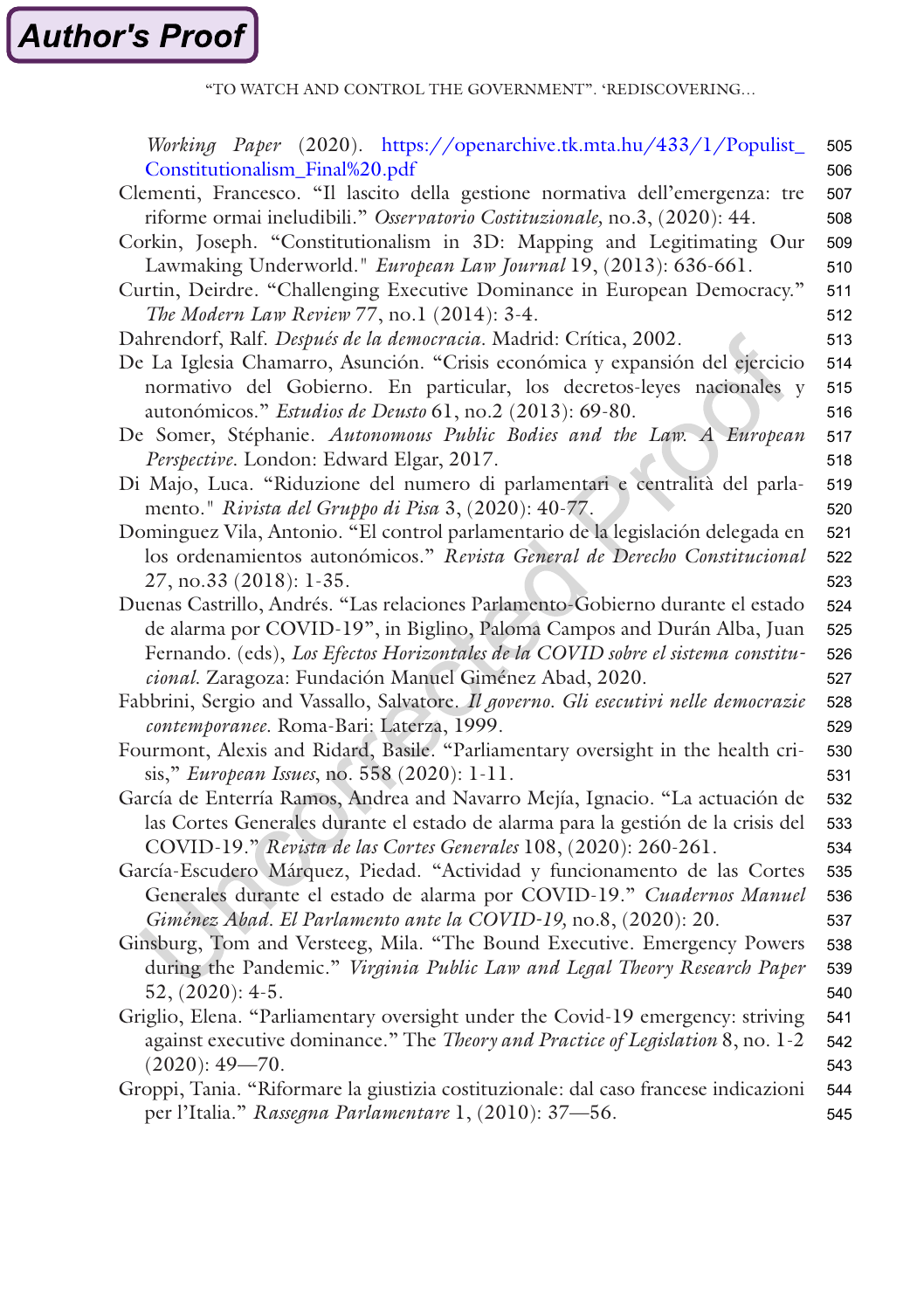*Working Paper* (2020). https://openarchive.tk.mta.hu/433/1/Populist_Constitutionalism_Final%20.pdf

Clementi, Francesco. "Il lascito della gestione normativa dell'emergenza: tre riforme ormai ineludibili." *Osservatorio Costituzionale,* no.3, (2020): 44.

Corkin, Joseph. "Constitutionalism in 3D: Mapping and Legitimating Our Lawmaking Underworld." *European Law Journal* 19, (2013): 636-661.

Curtin, Deirdre. "Challenging Executive Dominance in European Democracy." *The Modern Law Review* 77, no.1 (2014): 3-4.

Dahrendorf, Ralf. *Después de la democracia.* Madrid: Crítica, 2002.

De La Iglesia Chamarro, Asunción. "Crisis económica y expansión del ejercicio normativo del Gobierno. En particular, los decretos-leyes nacionales y autonómicos." *Estudios de Deusto* 61, no.2 (2013): 69-80.

De Somer, Stéphanie. *Autonomous Public Bodies and the Law. A European Perspective.* London: Edward Elgar, 2017.

Di Majo, Luca. "Riduzione del numero di parlamentari e centralità del parlamento." *Rivista del Gruppo di Pisa* 3, (2020): 40-77.

Dominguez Vila, Antonio. "El control parlamentario de la legislación delegada en los ordenamientos autonómicos." *Revista General de Derecho Constitucional* 27, no.33 (2018): 1-35.

Duenas Castrillo, Andrés. "Las relaciones Parlamento-Gobierno durante el estado de alarma por COVID-19", in Biglino, Paloma Campos and Durán Alba, Juan Fernando. (eds), *Los Efectos Horizontales de la COVID sobre el sistema constitucional.* Zaragoza: Fundación Manuel Giménez Abad, 2020.

Fabbrini, Sergio and Vassallo, Salvatore. *Il governo. Gli esecutivi nelle democrazie contemporanee.* Roma-Bari: Laterza, 1999.

Fourmont, Alexis and Ridard, Basile. "Parliamentary oversight in the health crisis," *European Issues,* no. 558 (2020): 1-11.

García de Enterría Ramos, Andrea and Navarro Mejía, Ignacio. "La actuación de las Cortes Generales durante el estado de alarma para la gestión de la crisis del COVID-19." *Revista de las Cortes Generales* 108, (2020): 260-261.

García-Escudero Márquez, Piedad. "Actividad y funcionamento de las Cortes Generales durante el estado de alarma por COVID-19." *Cuadernos Manuel Giménez Abad. El Parlamento ante la COVID-19,* no.8, (2020): 20.

Ginsburg, Tom and Versteeg, Mila. "The Bound Executive. Emergency Powers during the Pandemic." *Virginia Public Law and Legal Theory Research Paper* 52, (2020): 4-5.

Griglio, Elena. "Parliamentary oversight under the Covid-19 emergency: striving against executive dominance." The *Theory and Practice of Legislation* 8, no. 1-2 (2020): 49—70.

Groppi, Tania. "Riformare la giustizia costituzionale: dal caso francese indicazioni per l'Italia." *Rassegna Parlamentare* 1, (2010): 37—56.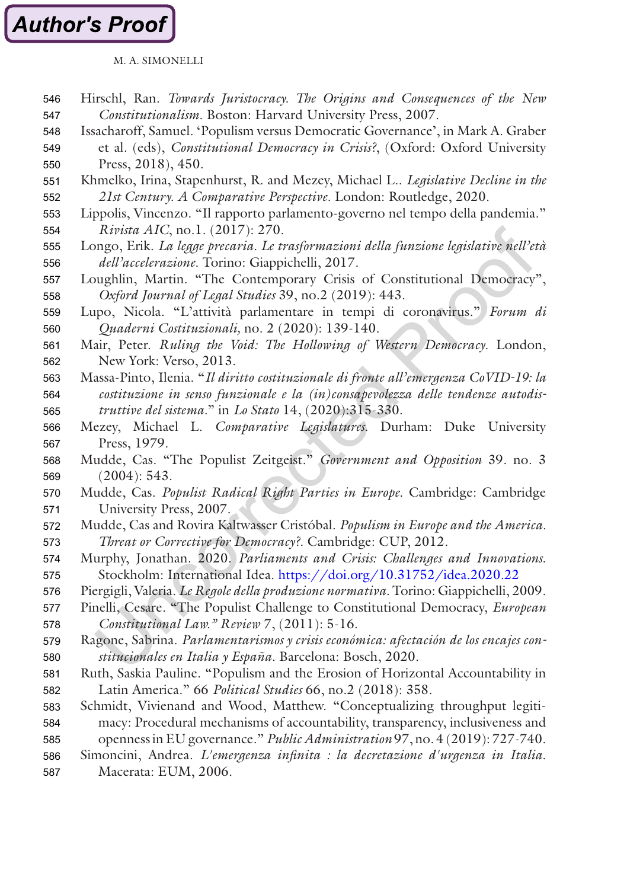Hirschl, Ran. *Towards Juristocracy. The Origins and Consequences of the New Constitutionalism*. Boston: Harvard University Press, 2007.

Issacharoff, Samuel. 'Populism versus Democratic Governance', in Mark A. Graber et al. (eds), *Constitutional Democracy in Crisis?*, (Oxford: Oxford University Press, 2018), 450.

Khmelko, Irina, Stapenhurst, R. and Mezey, Michael L.. *Legislative Decline in the 21st Century. A Comparative Perspective*. London: Routledge, 2020.

Lippolis, Vincenzo. "Il rapporto parlamento-governo nel tempo della pandemia." *Rivista AIC*, no.1. (2017): 270.

Longo, Erik. *La legge precaria. Le trasformazioni della funzione legislative nell'età dell'accelerazione*. Torino: Giappichelli, 2017.

Loughlin, Martin. "The Contemporary Crisis of Constitutional Democracy", *Oxford Journal of Legal Studies* 39, no.2 (2019): 443.

Lupo, Nicola. "L'attività parlamentare in tempi di coronavirus." *Forum di Quaderni Costituzionali,* no. 2 (2020): 139-140.

Mair, Peter. *Ruling the Void: The Hollowing of Western Democracy*. London, New York: Verso, 2013.

Massa-Pinto, Ilenia. "*Il diritto costituzionale di fronte all'emergenza CoVID-19: la costituzione in senso funzionale e la (in)consapevolezza delle tendenze autodistruttive del sistema*." in *Lo Stato* 14, (2020):315-330.

Mezey, Michael L. *Comparative Legislatures*. Durham: Duke University Press, 1979.

Mudde, Cas. "The Populist Zeitgeist." *Government and Opposition* 39. no. 3 (2004): 543.

Mudde, Cas. *Populist Radical Right Parties in Europe*. Cambridge: Cambridge University Press, 2007.

Mudde, Cas and Rovira Kaltwasser Cristóbal. *Populism in Europe and the America. Threat or Corrective for Democracy?*. Cambridge: CUP, 2012.

Murphy, Jonathan. 2020. *Parliaments and Crisis: Challenges and Innovations*. Stockholm: International Idea. https://doi.org/10.31752/idea.2020.22

Piergigli, Valeria. *Le Regole della produzione normativa*. Torino: Giappichelli, 2009.

Pinelli, Cesare. "The Populist Challenge to Constitutional Democracy, *European Constitutional Law." Review* 7, (2011): 5-16.

Ragone, Sabrina. *Parlamentarismos y crisis económica: afectación de los encajes constitucionales en Italia y España*. Barcelona: Bosch, 2020.

Ruth, Saskia Pauline. "Populism and the Erosion of Horizontal Accountability in Latin America." 66 *Political Studies* 66, no.2 (2018): 358.

Schmidt, Vivienand and Wood, Matthew. "Conceptualizing throughput legitimacy: Procedural mechanisms of accountability, transparency, inclusiveness and openness in EU governance." *Public Administration* 97, no. 4 (2019): 727-740.

Simoncini, Andrea. *L'emergenza infinita : la decretazione d'urgenza in Italia*. Macerata: EUM, 2006.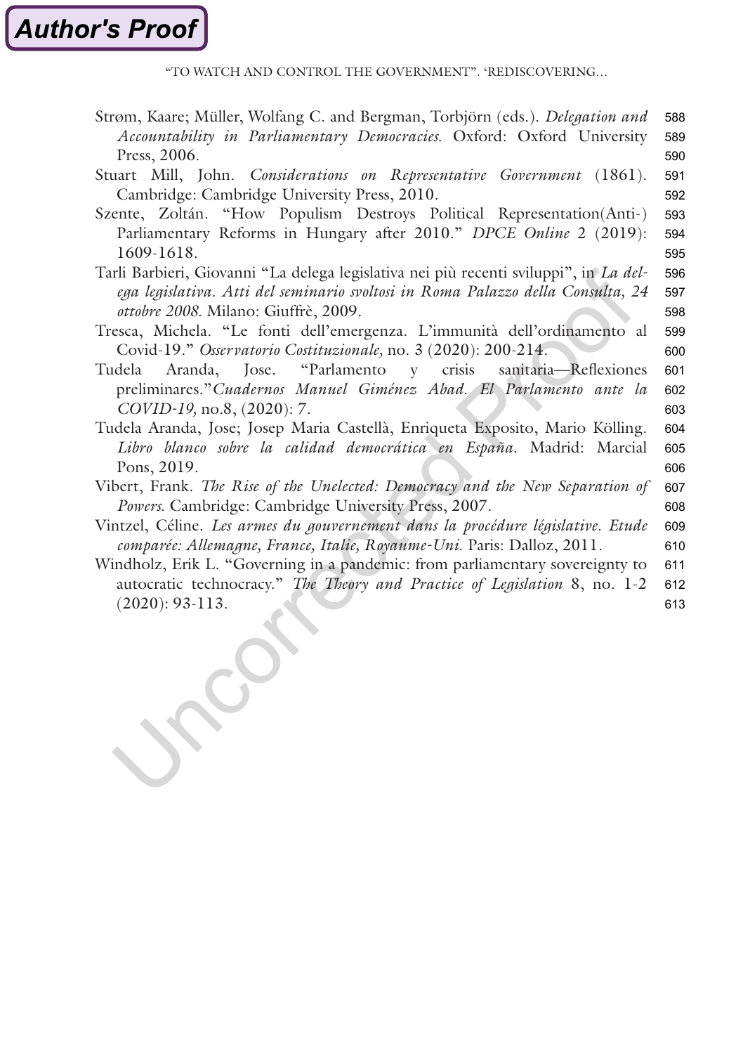Strøm, Kaare; Müller, Wolfang C. and Bergman, Torbjörn (eds.). *Delegation and Accountability in Parliamentary Democracies.* Oxford: Oxford University Press, 2006.

Stuart Mill, John. *Considerations on Representative Government* (1861). Cambridge: Cambridge University Press, 2010.

Szente, Zoltán. "How Populism Destroys Political Representation(Anti-) Parliamentary Reforms in Hungary after 2010." *DPCE Online* 2 (2019): 1609-1618.

Tarli Barbieri, Giovanni "La delega legislativa nei più recenti sviluppi", in *La delega legislativa. Atti del seminario svoltosi in Roma Palazzo della Consulta, 24 ottobre 2008.* Milano: Giuffrè, 2009.

Tresca, Michela. "Le fonti dell'emergenza. L'immunità dell'ordinamento al Covid-19." *Osservatorio Costituzionale,* no. 3 (2020): 200-214.

Tudela Aranda, Jose. "Parlamento y crisis sanitaria—Reflexiones preliminares."*Cuadernos Manuel Giménez Abad. El Parlamento ante la COVID-19,* no.8, (2020): 7.

Tudela Aranda, Jose; Josep Maria Castellà, Enriqueta Exposito, Mario Kölling. *Libro blanco sobre la calidad democrática en España.* Madrid: Marcial Pons, 2019.

Vibert, Frank. *The Rise of the Unelected: Democracy and the New Separation of Powers.* Cambridge: Cambridge University Press, 2007.

Vintzel, Céline. *Les armes du gouvernement dans la procédure législative. Etude comparée: Allemagne, France, Italie, Royaume-Uni.* Paris: Dalloz, 2011.

Windholz, Erik L. "Governing in a pandemic: from parliamentary sovereignty to autocratic technocracy." *The Theory and Practice of Legislation* 8, no. 1-2 (2020): 93-113.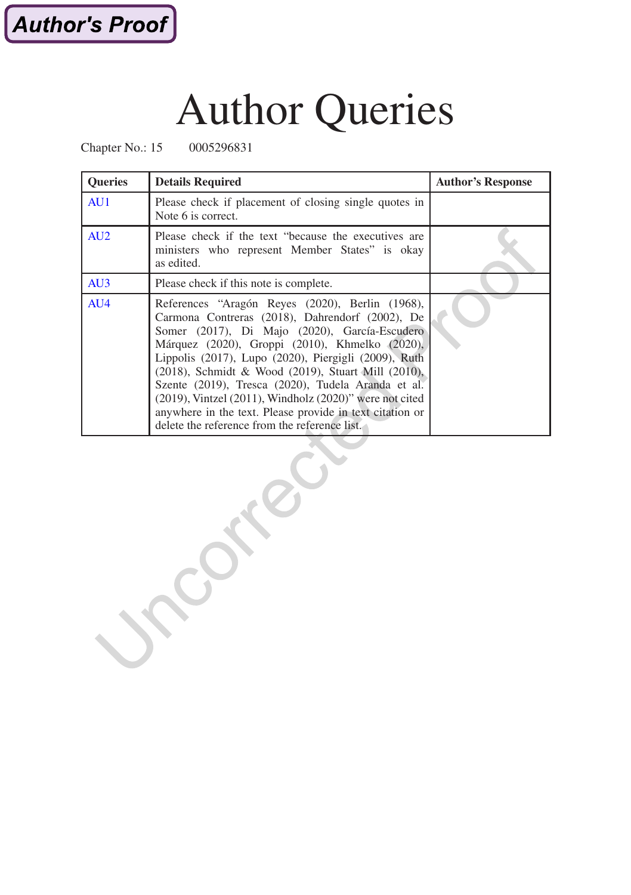Author's Proof

# Author Queries

Chapter No.: 15 0005296831

| Queries | Details Required | Author's Response |
|---|---|---|
| AU1 | Please check if placement of closing single quotes in Note 6 is correct. | |
| AU2 | Please check if the text "because the executives are ministers who represent Member States" is okay as edited. | |
| AU3 | Please check if this note is complete. | |
| AU4 | References "Aragón Reyes (2020), Berlin (1968), Carmona Contreras (2018), Dahrendorf (2002), De Somer (2017), Di Majo (2020), García-Escudero Márquez (2020), Groppi (2010), Khmelko (2020), Lippolis (2017), Lupo (2020), Piergigli (2009), Ruth (2018), Schmidt & Wood (2019), Stuart Mill (2010), Szente (2019), Tresca (2020), Tudela Aranda et al. (2019), Vintzel (2011), Windholz (2020)" were not cited anywhere in the text. Please provide in text citation or delete the reference from the reference list. | |